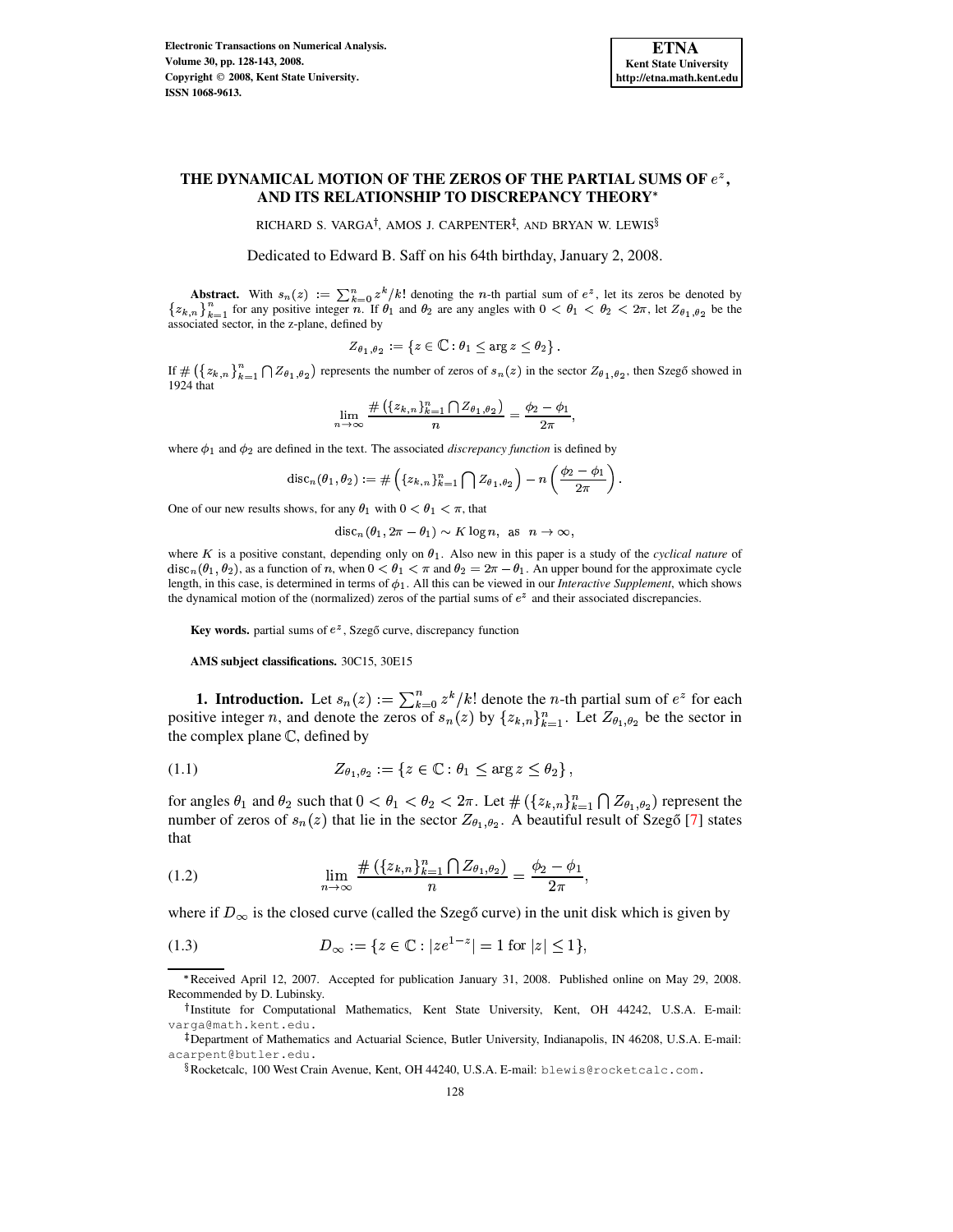# THE DYNAMICAL MOTION OF THE ZEROS OF THE PARTIAL SUMS OF $e^z$, AND ITS RELATIONSHIP TO DISCREPANCY THEORY*

RICHARD S. VARGA†, AMOS J. CARPENTER‡, AND BRYAN W. LEWIS§

Dedicated to Edward B. Saff on his 64th birthday, January 2, 2008.

**Abstract.** With $s_n(z) := \sum_{k=0}^{n} z^k/k!$ denoting the $n$-th partial sum of $e^z$, let its zeros be denoted by $\{z_{k,n}\}_{k=1}^{n}$ for any positive integer $n$. If $\theta_1$ and $\theta_2$ are any angles with $0 < \theta_1 < \theta_2 < 2\pi$, let $Z_{\theta_1,\theta_2}$ be the associated sector, in the z-plane, defined by

$$Z_{\theta_1,\theta_2} := \{z \in \mathbb{C} : \theta_1 \leq \arg z \leq \theta_2\}.$$

If $\#\left(\{z_{k,n}\}_{k=1}^{n} \bigcap Z_{\theta_1,\theta_2}\right)$ represents the number of zeros of $s_n(z)$ in the sector $Z_{\theta_1,\theta_2}$, then Szegő showed in 1924 that

$$\lim_{n\to\infty} \frac{\#\left(\{z_{k,n}\}_{k=1}^{n} \bigcap Z_{\theta_1,\theta_2}\right)}{n} = \frac{\phi_2 - \phi_1}{2\pi},$$

where $\phi_1$ and $\phi_2$ are defined in the text. The associated *discrepancy function* is defined by

$$\text{disc}_n(\theta_1, \theta_2) := \#\left(\{z_{k,n}\}_{k=1}^{n} \bigcap Z_{\theta_1,\theta_2}\right) - n\left(\frac{\phi_2 - \phi_1}{2\pi}\right).$$

One of our new results shows, for any $\theta_1$ with $0 < \theta_1 < \pi$, that

$$\text{disc}_n(\theta_1, 2\pi - \theta_1) \sim K \log n, \text{ as } n \to \infty,$$

where $K$ is a positive constant, depending only on $\theta_1$. Also new in this paper is a study of the *cyclical nature* of $\text{disc}_n(\theta_1, \theta_2)$, as a function of $n$, when $0 < \theta_1 < \pi$ and $\theta_2 = 2\pi - \theta_1$. An upper bound for the approximate cycle length, in this case, is determined in terms of $\phi_1$. All this can be viewed in our *Interactive Supplement*, which shows the dynamical motion of the (normalized) zeros of the partial sums of $e^z$ and their associated discrepancies.

**Key words.** partial sums of $e^z$, Szegő curve, discrepancy function

**AMS subject classifications.** 30C15, 30E15

## 1. Introduction.

Let $s_n(z) := \sum_{k=0}^{n} z^k/k!$ denote the $n$-th partial sum of $e^z$ for each positive integer $n$, and denote the zeros of $s_n(z)$ by $\{z_{k,n}\}_{k=1}^{n}$. Let $Z_{\theta_1,\theta_2}$ be the sector in the complex plane $\mathbb{C}$, defined by

$$Z_{\theta_1,\theta_2} := \{z \in \mathbb{C} : \theta_1 \leq \arg z \leq \theta_2\}, \tag{1.1}$$

for angles $\theta_1$ and $\theta_2$ such that $0 < \theta_1 < \theta_2 < 2\pi$. Let $\#\left(\{z_{k,n}\}_{k=1}^{n} \bigcap Z_{\theta_1,\theta_2}\right)$ represent the number of zeros of $s_n(z)$ that lie in the sector $Z_{\theta_1,\theta_2}$. A beautiful result of Szegő [7] states that

$$\lim_{n\to\infty} \frac{\#\left(\{z_{k,n}\}_{k=1}^{n} \bigcap Z_{\theta_1,\theta_2}\right)}{n} = \frac{\phi_2 - \phi_1}{2\pi}, \tag{1.2}$$

where if $D_\infty$ is the closed curve (called the Szegő curve) in the unit disk which is given by

$$D_\infty := \{z \in \mathbb{C} : |ze^{1-z}| = 1 \text{ for } |z| \leq 1\}, \tag{1.3}$$

---

*Received April 12, 2007. Accepted for publication January 31, 2008. Published online on May 29, 2008. Recommended by D. Lubinsky.

†Institute for Computational Mathematics, Kent State University, Kent, OH 44242, U.S.A. E-mail: varga@math.kent.edu.

‡Department of Mathematics and Actuarial Science, Butler University, Indianapolis, IN 46208, U.S.A. E-mail: acarpent@butler.edu.

§Rocketcalc, 100 West Crain Avenue, Kent, OH 44240, U.S.A. E-mail: blewis@rocketcalc.com.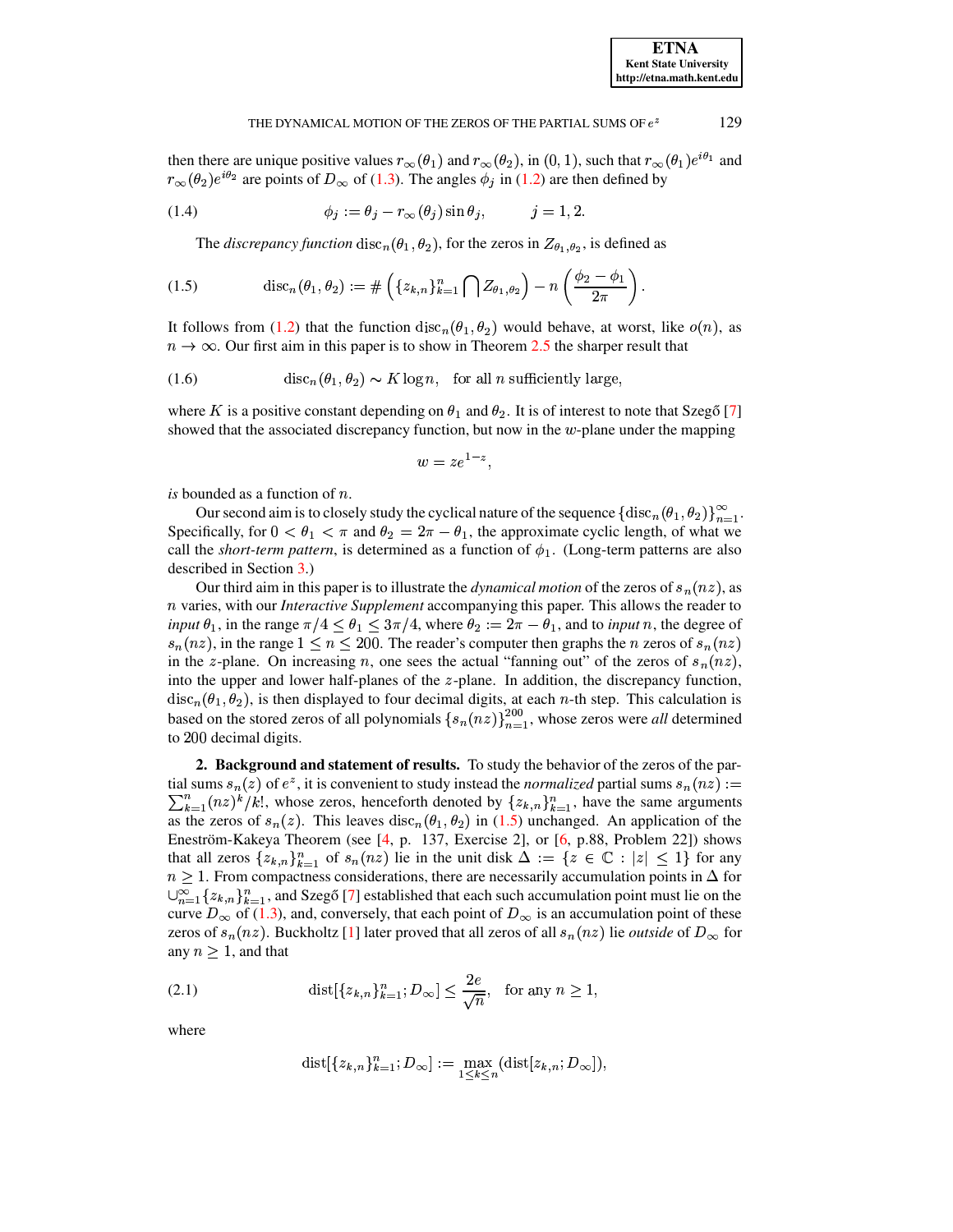then there are unique positive values $r_\infty(\theta_1)$ and $r_\infty(\theta_2)$, in $(0,1)$, such that $r_\infty(\theta_1)e^{i\theta_1}$ and $r_\infty(\theta_2)e^{i\theta_2}$ are points of $D_\infty$ of (1.3). The angles $\phi_j$ in (1.2) are then defined by

$$\phi_j := \theta_j - r_\infty(\theta_j)\sin\theta_j, \qquad j = 1, 2. \tag{1.4}$$

The *discrepancy function* $\mathrm{disc}_n(\theta_1, \theta_2)$, for the zeros in $Z_{\theta_1,\theta_2}$, is defined as

$$\mathrm{disc}_n(\theta_1, \theta_2) := \#\left(\{z_{k,n}\}_{k=1}^n \bigcap Z_{\theta_1,\theta_2}\right) - n\left(\frac{\phi_2 - \phi_1}{2\pi}\right). \tag{1.5}$$

It follows from (1.2) that the function $\mathrm{disc}_n(\theta_1, \theta_2)$ would behave, at worst, like $o(n)$, as $n \to \infty$. Our first aim in this paper is to show in Theorem 2.5 the sharper result that

$$\mathrm{disc}_n(\theta_1, \theta_2) \sim K \log n, \quad \text{for all } n \text{ sufficiently large}, \tag{1.6}$$

where $K$ is a positive constant depending on $\theta_1$ and $\theta_2$. It is of interest to note that Szegő [7] showed that the associated discrepancy function, but now in the $w$-plane under the mapping

$$w = ze^{1-z},$$

*is* bounded as a function of $n$.

Our second aim is to closely study the cyclical nature of the sequence $\{\mathrm{disc}_n(\theta_1, \theta_2)\}_{n=1}^\infty$. Specifically, for $0 < \theta_1 < \pi$ and $\theta_2 = 2\pi - \theta_1$, the approximate cyclic length, of what we call the *short-term pattern*, is determined as a function of $\phi_1$. (Long-term patterns are also described in Section 3.)

Our third aim in this paper is to illustrate the *dynamical motion* of the zeros of $s_n(nz)$, as $n$ varies, with our *Interactive Supplement* accompanying this paper. This allows the reader to *input* $\theta_1$, in the range $\pi/4 \le \theta_1 \le 3\pi/4$, where $\theta_2 := 2\pi - \theta_1$, and to *input* $n$, the degree of $s_n(nz)$, in the range $1 \le n \le 200$. The reader's computer then graphs the $n$ zeros of $s_n(nz)$ in the $z$-plane. On increasing $n$, one sees the actual "fanning out" of the zeros of $s_n(nz)$, into the upper and lower half-planes of the $z$-plane. In addition, the discrepancy function, $\mathrm{disc}_n(\theta_1, \theta_2)$, is then displayed to four decimal digits, at each $n$-th step. This calculation is based on the stored zeros of all polynomials $\{s_n(nz)\}_{n=1}^{200}$, whose zeros were *all* determined to 200 decimal digits.

## 2. Background and statement of results.

To study the behavior of the zeros of the partial sums $s_n(z)$ of $e^z$, it is convenient to study instead the *normalized* partial sums $s_n(nz) := \sum_{k=1}^n (nz)^k/k!$, whose zeros, henceforth denoted by $\{z_{k,n}\}_{k=1}^n$, have the same arguments as the zeros of $s_n(z)$. This leaves $\mathrm{disc}_n(\theta_1, \theta_2)$ in (1.5) unchanged. An application of the Eneström-Kakeya Theorem (see [4, p. 137, Exercise 2], or [6, p.88, Problem 22]) shows that all zeros $\{z_{k,n}\}_{k=1}^n$ of $s_n(nz)$ lie in the unit disk $\Delta := \{z \in \mathbb{C} : |z| \le 1\}$ for any $n \ge 1$. From compactness considerations, there are necessarily accumulation points in $\Delta$ for $\cup_{n=1}^\infty \{z_{k,n}\}_{k=1}^n$, and Szegő [7] established that each such accumulation point must lie on the curve $D_\infty$ of (1.3), and, conversely, that each point of $D_\infty$ is an accumulation point of these zeros of $s_n(nz)$. Buckholtz [1] later proved that all zeros of all $s_n(nz)$ lie *outside* of $D_\infty$ for any $n \ge 1$, and that

$$\mathrm{dist}[\{z_{k,n}\}_{k=1}^n; D_\infty] \le \frac{2e}{\sqrt{n}}, \quad \text{for any } n \ge 1, \tag{2.1}$$

where

$$\mathrm{dist}[\{z_{k,n}\}_{k=1}^n; D_\infty] := \max_{1 \le k \le n}(\mathrm{dist}[z_{k,n}; D_\infty]),$$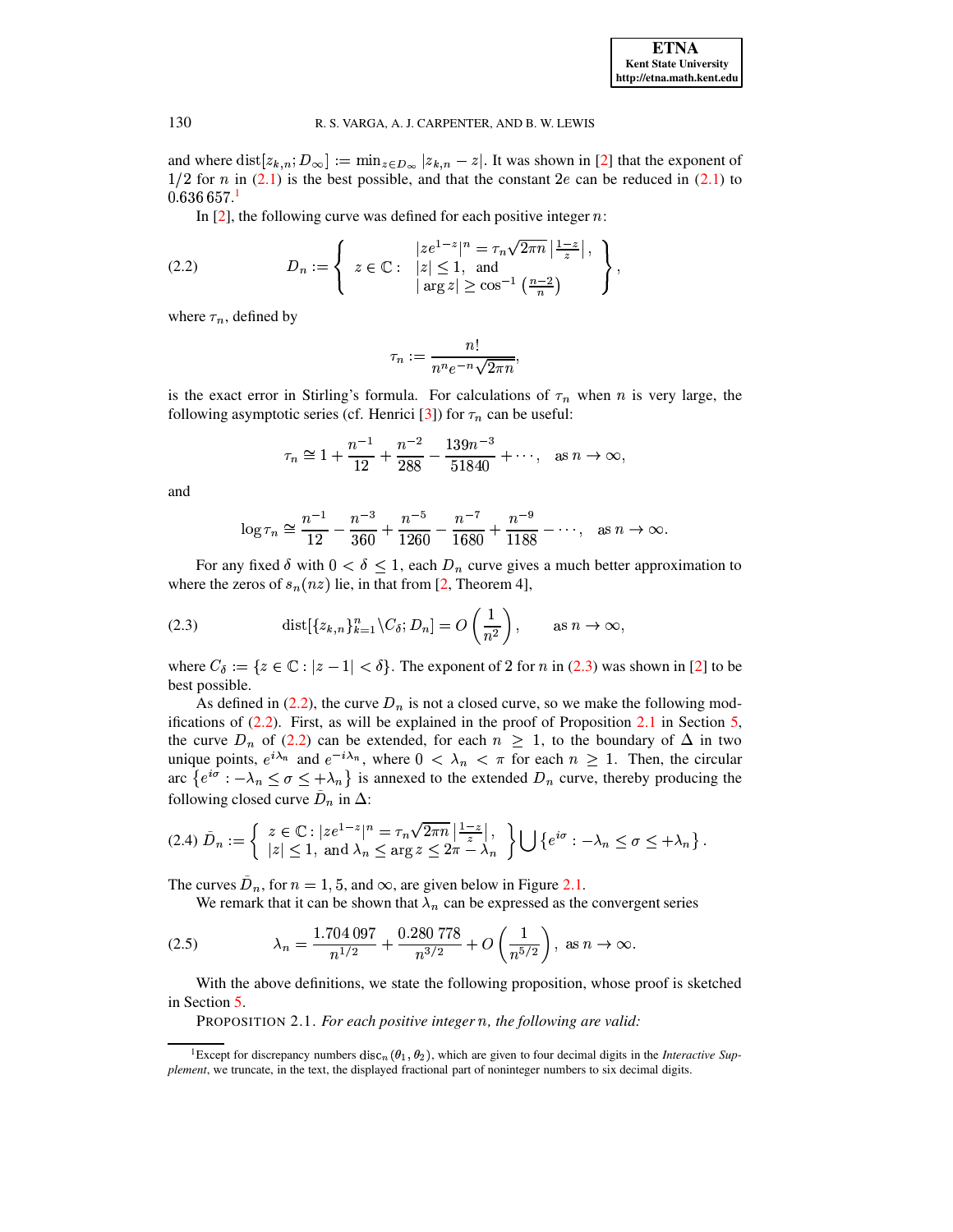and where $\text{dist}[z_{k,n}; D_\infty] := \min_{z \in D_\infty} |z_{k,n} - z|$. It was shown in [2] that the exponent of $1/2$ for $n$ in (2.1) is the best possible, and that the constant $2e$ can be reduced in (2.1) to $0.636\,657$.[1]

In [2], the following curve was defined for each positive integer $n$:

$$D_n := \left\{ z \in \mathbb{C} : \begin{array}{l} |ze^{1-z}|^n = \tau_n \sqrt{2\pi n} \left| \frac{1-z}{z} \right|, \\ |z| \leq 1, \text{ and} \\ |\arg z| \geq \cos^{-1}\left(\frac{n-2}{n}\right) \end{array} \right\}, \tag{2.2}$$

where $\tau_n$, defined by

$$\tau_n := \frac{n!}{n^n e^{-n} \sqrt{2\pi n}},$$

is the exact error in Stirling's formula. For calculations of $\tau_n$ when $n$ is very large, the following asymptotic series (cf. Henrici [3]) for $\tau_n$ can be useful:

$$\tau_n \cong 1 + \frac{n^{-1}}{12} + \frac{n^{-2}}{288} - \frac{139 n^{-3}}{51840} + \cdots, \quad \text{as } n \to \infty,$$

and

$$\log \tau_n \cong \frac{n^{-1}}{12} - \frac{n^{-3}}{360} + \frac{n^{-5}}{1260} - \frac{n^{-7}}{1680} + \frac{n^{-9}}{1188} - \cdots, \quad \text{as } n \to \infty.$$

For any fixed $\delta$ with $0 < \delta \leq 1$, each $D_n$ curve gives a much better approximation to where the zeros of $s_n(nz)$ lie, in that from [2, Theorem 4],

$$\text{dist}[\{z_{k,n}\}_{k=1}^n \backslash C_\delta; D_n] = O\left(\frac{1}{n^2}\right), \qquad \text{as } n \to \infty, \tag{2.3}$$

where $C_\delta := \{z \in \mathbb{C} : |z - 1| < \delta\}$. The exponent of 2 for $n$ in (2.3) was shown in [2] to be best possible.

As defined in (2.2), the curve $D_n$ is not a closed curve, so we make the following modifications of (2.2). First, as will be explained in the proof of Proposition 2.1 in Section 5, the curve $D_n$ of (2.2) can be extended, for each $n \geq 1$, to the boundary of $\Delta$ in two unique points, $e^{i\lambda_n}$ and $e^{-i\lambda_n}$, where $0 < \lambda_n < \pi$ for each $n \geq 1$. Then, the circular arc $\{e^{i\sigma} : -\lambda_n \leq \sigma \leq +\lambda_n\}$ is annexed to the extended $D_n$ curve, thereby producing the following closed curve $\bar{D}_n$ in $\Delta$:

$$\bar{D}_n := \left\{ \begin{array}{l} z \in \mathbb{C} : |ze^{1-z}|^n = \tau_n \sqrt{2\pi n} \left| \frac{1-z}{z} \right|, \\ |z| \leq 1, \text{ and } \lambda_n \leq \arg z \leq 2\pi - \lambda_n \end{array} \right\} \bigcup \left\{ e^{i\sigma} : -\lambda_n \leq \sigma \leq +\lambda_n \right\}. \tag{2.4}$$

The curves $\bar{D}_n$, for $n = 1, 5$, and $\infty$, are given below in Figure 2.1.

We remark that it can be shown that $\lambda_n$ can be expressed as the convergent series

$$\lambda_n = \frac{1.704\,097}{n^{1/2}} + \frac{0.280\,778}{n^{3/2}} + O\left(\frac{1}{n^{5/2}}\right), \text{ as } n \to \infty. \tag{2.5}$$

With the above definitions, we state the following proposition, whose proof is sketched in Section 5.

PROPOSITION 2.1. *For each positive integer $n$, the following are valid:*

---

[1] Except for discrepancy numbers $\text{disc}_n(\theta_1, \theta_2)$, which are given to four decimal digits in the *Interactive Supplement*, we truncate, in the text, the displayed fractional part of noninteger numbers to six decimal digits.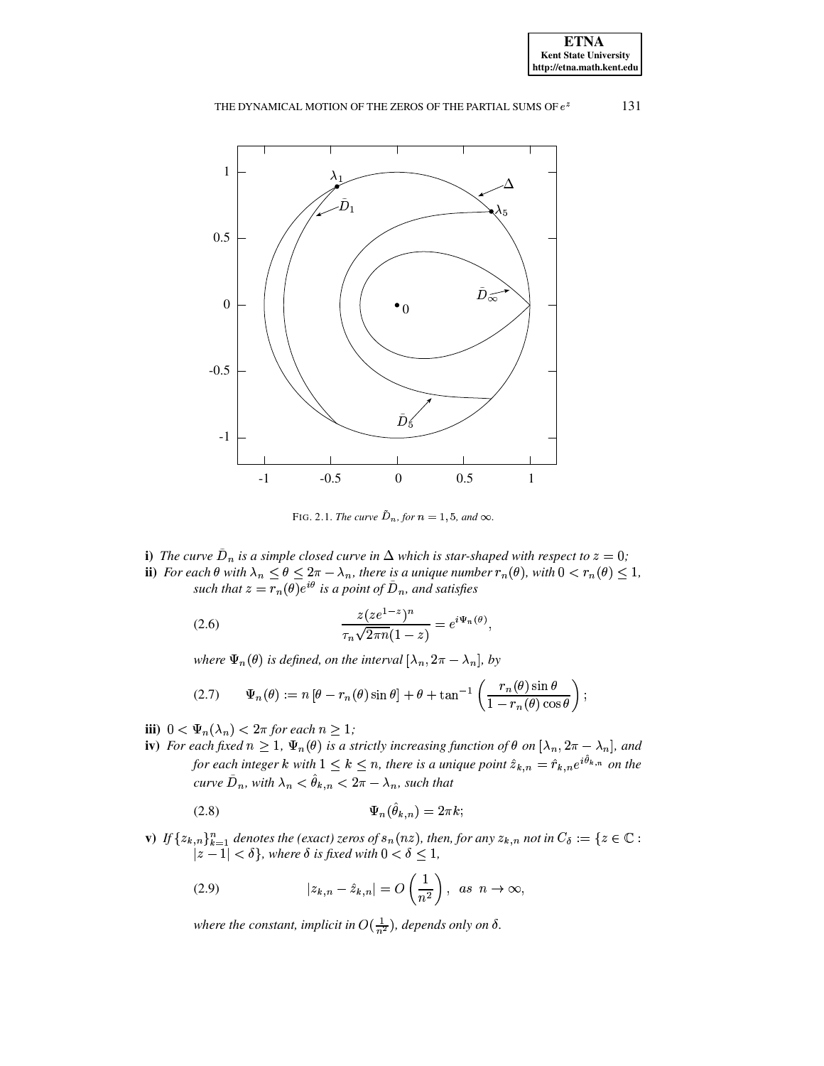FIG. 2.1. *The curve $\tilde{D}_n$, for $n = 1, 5$, and $\infty$.*

**i)** *The curve $\bar{D}_n$ is a simple closed curve in $\Delta$ which is star-shaped with respect to $z = 0$;*

**ii)** *For each $\theta$ with $\lambda_n \leq \theta \leq 2\pi - \lambda_n$, there is a unique number $r_n(\theta)$, with $0 < r_n(\theta) \leq 1$, such that $z = r_n(\theta)e^{i\theta}$ is a point of $\bar{D}_n$, and satisfies*

$$\frac{z(ze^{1-z})^n}{\tau_n\sqrt{2\pi n}(1-z)} = e^{i\Psi_n(\theta)}, \tag{2.6}$$

*where $\Psi_n(\theta)$ is defined, on the interval $[\lambda_n, 2\pi - \lambda_n]$, by*

$$\Psi_n(\theta) := n\left[\theta - r_n(\theta)\sin\theta\right] + \theta + \tan^{-1}\left(\frac{r_n(\theta)\sin\theta}{1 - r_n(\theta)\cos\theta}\right); \tag{2.7}$$

**iii)** $0 < \Psi_n(\lambda_n) < 2\pi$ *for each $n \geq 1$;*

**iv)** *For each fixed $n \geq 1$, $\Psi_n(\theta)$ is a strictly increasing function of $\theta$ on $[\lambda_n, 2\pi - \lambda_n]$, and for each integer $k$ with $1 \leq k \leq n$, there is a unique point $\hat{z}_{k,n} = \hat{r}_{k,n}e^{i\hat{\theta}_{k,n}}$ on the curve $\bar{D}_n$, with $\lambda_n < \hat{\theta}_{k,n} < 2\pi - \lambda_n$, such that*

$$\Psi_n(\hat{\theta}_{k,n}) = 2\pi k; \tag{2.8}$$

**v)** *If $\{z_{k,n}\}_{k=1}^n$ denotes the (exact) zeros of $s_n(nz)$, then, for any $z_{k,n}$ not in $C_\delta := \{z \in \mathbb{C} : |z - 1| < \delta\}$, where $\delta$ is fixed with $0 < \delta \leq 1$,*

$$|z_{k,n} - \hat{z}_{k,n}| = O\left(\frac{1}{n^2}\right), \quad as \;\; n \to \infty, \tag{2.9}$$

*where the constant, implicit in $O(\frac{1}{n^2})$, depends only on $\delta$.*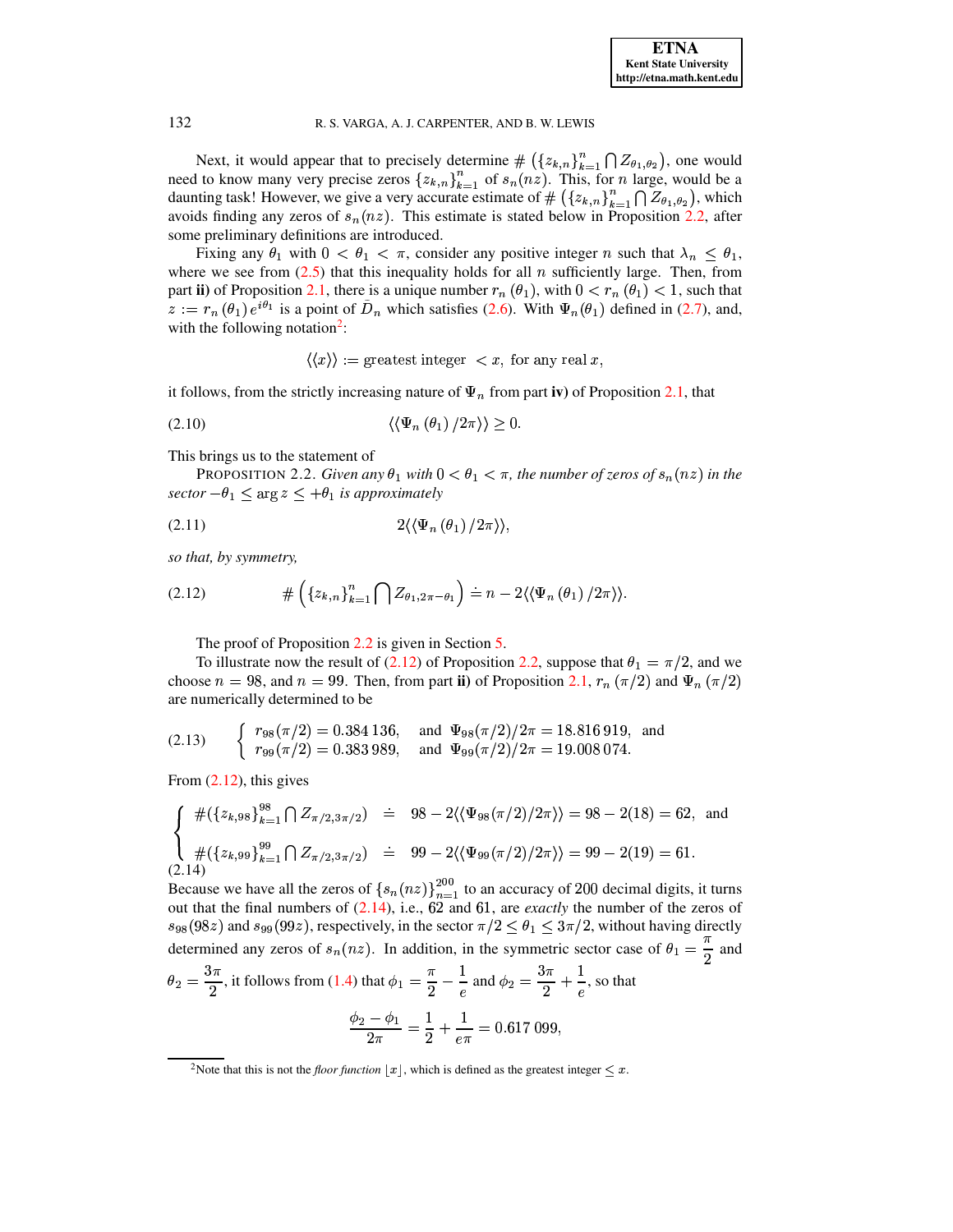Next, it would appear that to precisely determine $\#\left(\{z_{k,n}\}_{k=1}^{n} \bigcap Z_{\theta_1,\theta_2}\right)$, one would need to know many very precise zeros $\{z_{k,n}\}_{k=1}^{n}$ of $s_n(nz)$. This, for $n$ large, would be a daunting task! However, we give a very accurate estimate of $\#\left(\{z_{k,n}\}_{k=1}^{n} \bigcap Z_{\theta_1,\theta_2}\right)$, which avoids finding any zeros of $s_n(nz)$. This estimate is stated below in Proposition 2.2, after some preliminary definitions are introduced.

Fixing any $\theta_1$ with $0 < \theta_1 < \pi$, consider any positive integer $n$ such that $\lambda_n \leq \theta_1$, where we see from (2.5) that this inequality holds for all $n$ sufficiently large. Then, from part **ii)** of Proposition 2.1, there is a unique number $r_n(\theta_1)$, with $0 < r_n(\theta_1) < 1$, such that $z := r_n(\theta_1)\, e^{i\theta_1}$ is a point of $\bar{D}_n$ which satisfies (2.6). With $\Psi_n(\theta_1)$ defined in (2.7), and, with the following notation[2]:

$$\langle\langle x \rangle\rangle := \text{greatest integer } < x, \text{ for any real } x,$$

it follows, from the strictly increasing nature of $\Psi_n$ from part **iv)** of Proposition 2.1, that

$$\langle\langle \Psi_n(\theta_1)/2\pi \rangle\rangle \geq 0. \tag{2.10}$$

This brings us to the statement of

PROPOSITION 2.2. *Given any $\theta_1$ with $0 < \theta_1 < \pi$, the number of zeros of $s_n(nz)$ in the sector $-\theta_1 \leq \arg z \leq +\theta_1$ is approximately*

$$2\langle\langle \Psi_n(\theta_1)/2\pi \rangle\rangle, \tag{2.11}$$

*so that, by symmetry,*

$$\#\left(\{z_{k,n}\}_{k=1}^{n} \bigcap Z_{\theta_1,2\pi-\theta_1}\right) \doteq n - 2\langle\langle \Psi_n(\theta_1)/2\pi \rangle\rangle. \tag{2.12}$$

The proof of Proposition 2.2 is given in Section 5.

To illustrate now the result of (2.12) of Proposition 2.2, suppose that $\theta_1 = \pi/2$, and we choose $n = 98$, and $n = 99$. Then, from part **ii)** of Proposition 2.1, $r_n(\pi/2)$ and $\Psi_n(\pi/2)$ are numerically determined to be

$$\begin{cases} r_{98}(\pi/2) = 0.384\,136, & \text{and } \Psi_{98}(\pi/2)/2\pi = 18.816\,919, \text{ and} \\ r_{99}(\pi/2) = 0.383\,989, & \text{and } \Psi_{99}(\pi/2)/2\pi = 19.008\,074. \end{cases} \tag{2.13}$$

From (2.12), this gives

$$\begin{cases} \#(\{z_{k,98}\}_{k=1}^{98} \bigcap Z_{\pi/2,3\pi/2}) & \doteq & 98 - 2\langle\langle \Psi_{98}(\pi/2)/2\pi \rangle\rangle = 98 - 2(18) = 62, \text{ and} \\ \#(\{z_{k,99}\}_{k=1}^{99} \bigcap Z_{\pi/2,3\pi/2}) & \doteq & 99 - 2\langle\langle \Psi_{99}(\pi/2)/2\pi \rangle\rangle = 99 - 2(19) = 61. \end{cases} \tag{2.14}$$

Because we have all the zeros of $\{s_n(nz)\}_{n=1}^{200}$ to an accuracy of 200 decimal digits, it turns out that the final numbers of (2.14), i.e., 62 and 61, are *exactly* the number of the zeros of $s_{98}(98z)$ and $s_{99}(99z)$, respectively, in the sector $\pi/2 \leq \theta_1 \leq 3\pi/2$, without having directly determined any zeros of $s_n(nz)$. In addition, in the symmetric sector case of $\theta_1 = \dfrac{\pi}{2}$ and $\theta_2 = \dfrac{3\pi}{2}$, it follows from (1.4) that $\phi_1 = \dfrac{\pi}{2} - \dfrac{1}{e}$ and $\phi_2 = \dfrac{3\pi}{2} + \dfrac{1}{e}$, so that

$$\frac{\phi_2 - \phi_1}{2\pi} = \frac{1}{2} + \frac{1}{e\pi} = 0.617\,099,$$

[2] Note that this is not the *floor function* $\lfloor x \rfloor$, which is defined as the greatest integer $\leq x$.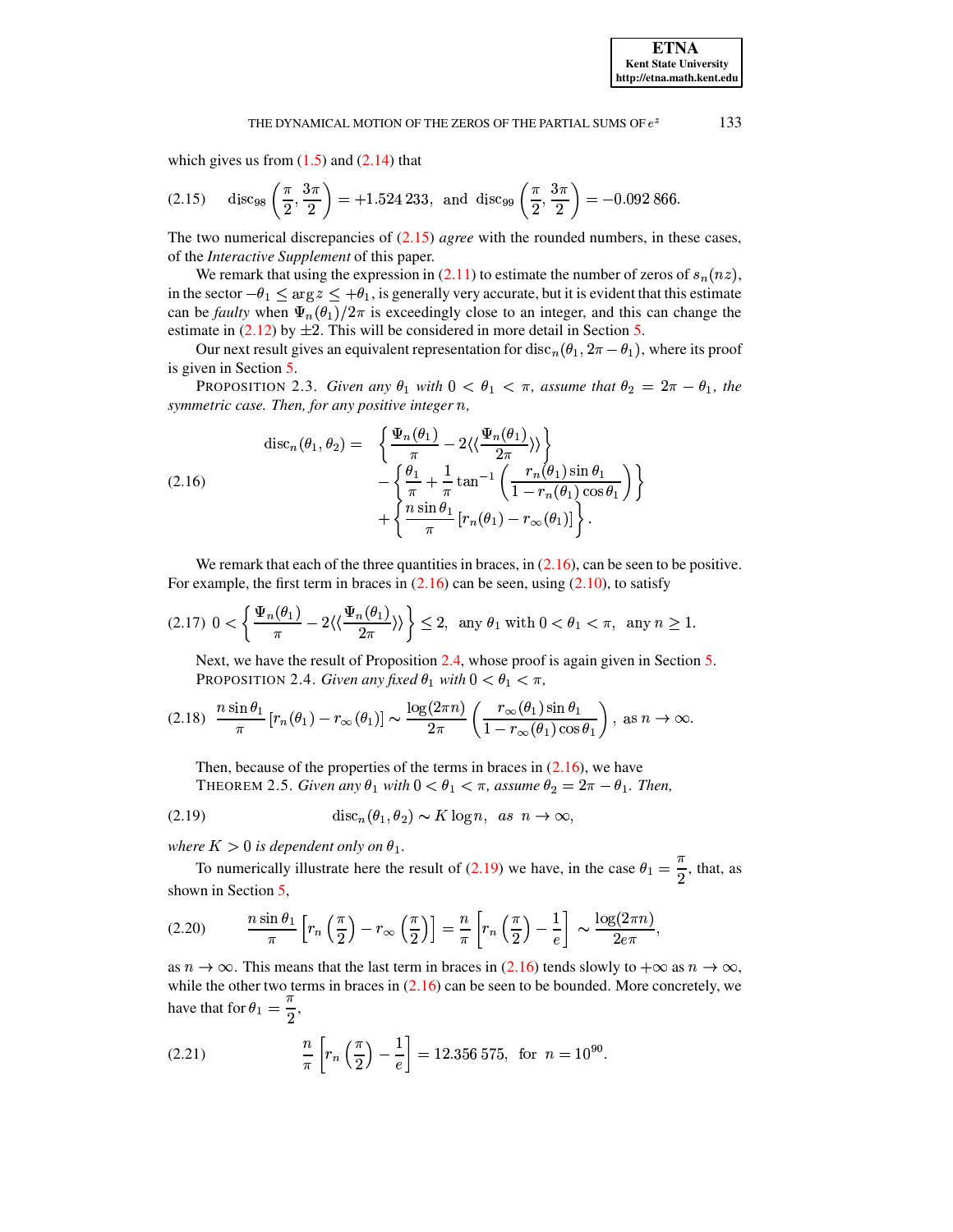which gives us from (1.5) and (2.14) that

$$\text{disc}_{98}\left(\frac{\pi}{2},\frac{3\pi}{2}\right) = +1.524\,233, \text{ and } \text{disc}_{99}\left(\frac{\pi}{2},\frac{3\pi}{2}\right) = -0.092\,866. \tag{2.15}$$

The two numerical discrepancies of (2.15) *agree* with the rounded numbers, in these cases, of the *Interactive Supplement* of this paper.

We remark that using the expression in (2.11) to estimate the number of zeros of $s_n(nz)$, in the sector $-\theta_1 \le \arg z \le +\theta_1$, is generally very accurate, but it is evident that this estimate can be *faulty* when $\Psi_n(\theta_1)/2\pi$ is exceedingly close to an integer, and this can change the estimate in (2.12) by $\pm 2$. This will be considered in more detail in Section 5.

Our next result gives an equivalent representation for $\text{disc}_n(\theta_1, 2\pi - \theta_1)$, where its proof is given in Section 5.

PROPOSITION 2.3. *Given any $\theta_1$ with $0 < \theta_1 < \pi$, assume that $\theta_2 = 2\pi - \theta_1$, the symmetric case. Then, for any positive integer $n$,*

$$\begin{aligned}\text{disc}_n(\theta_1,\theta_2) = \;& \left\{\frac{\Psi_n(\theta_1)}{\pi} - 2\langle\langle\frac{\Psi_n(\theta_1)}{2\pi}\rangle\rangle\right\} \\ & - \left\{\frac{\theta_1}{\pi} + \frac{1}{\pi}\tan^{-1}\left(\frac{r_n(\theta_1)\sin\theta_1}{1 - r_n(\theta_1)\cos\theta_1}\right)\right\} \\ & + \left\{\frac{n\sin\theta_1}{\pi}\left[r_n(\theta_1) - r_\infty(\theta_1)\right]\right\}.\end{aligned} \tag{2.16}$$

We remark that each of the three quantities in braces, in (2.16), can be seen to be positive. For example, the first term in braces in (2.16) can be seen, using (2.10), to satisfy

$$0 < \left\{\frac{\Psi_n(\theta_1)}{\pi} - 2\langle\langle\frac{\Psi_n(\theta_1)}{2\pi}\rangle\rangle\right\} \le 2, \text{ any } \theta_1 \text{ with } 0 < \theta_1 < \pi, \text{ any } n \ge 1. \tag{2.17}$$

Next, we have the result of Proposition 2.4, whose proof is again given in Section 5.

PROPOSITION 2.4. *Given any fixed $\theta_1$ with $0 < \theta_1 < \pi$,*

$$\frac{n\sin\theta_1}{\pi}\left[r_n(\theta_1) - r_\infty(\theta_1)\right] \sim \frac{\log(2\pi n)}{2\pi}\left(\frac{r_\infty(\theta_1)\sin\theta_1}{1 - r_\infty(\theta_1)\cos\theta_1}\right), \text{ as } n \to \infty. \tag{2.18}$$

Then, because of the properties of the terms in braces in (2.16), we have

THEOREM 2.5. *Given any $\theta_1$ with $0 < \theta_1 < \pi$, assume $\theta_2 = 2\pi - \theta_1$. Then,*

$$\text{disc}_n(\theta_1,\theta_2) \sim K\log n, \text{ as } n \to \infty, \tag{2.19}$$

*where $K > 0$ is dependent only on $\theta_1$.*

To numerically illustrate here the result of (2.19) we have, in the case $\theta_1 = \dfrac{\pi}{2}$, that, as shown in Section 5,

$$\frac{n\sin\theta_1}{\pi}\left[r_n\left(\frac{\pi}{2}\right) - r_\infty\left(\frac{\pi}{2}\right)\right] = \frac{n}{\pi}\left[r_n\left(\frac{\pi}{2}\right) - \frac{1}{e}\right] \sim \frac{\log(2\pi n)}{2e\pi}, \tag{2.20}$$

as $n \to \infty$. This means that the last term in braces in (2.16) tends slowly to $+\infty$ as $n \to \infty$, while the other two terms in braces in (2.16) can be seen to be bounded. More concretely, we have that for $\theta_1 = \dfrac{\pi}{2}$,

$$\frac{n}{\pi}\left[r_n\left(\frac{\pi}{2}\right) - \frac{1}{e}\right] = 12.356\,575, \text{ for } n = 10^{90}. \tag{2.21}$$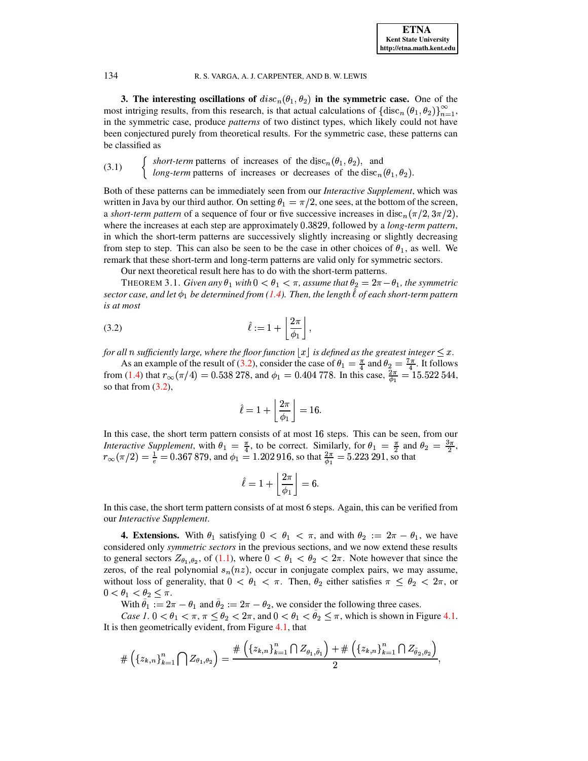**3. The interesting oscillations of $disc_n(\theta_1, \theta_2)$ in the symmetric case.** One of the most intriging results, from this research, is that actual calculations of $\{\text{disc}_n(\theta_1, \theta_2)\}_{n=1}^{\infty}$, in the symmetric case, produce *patterns* of two distinct types, which likely could not have been conjectured purely from theoretical results. For the symmetric case, these patterns can be classified as

$$
(3.1) \qquad \begin{cases} \textit{short-term} \text{ patterns of increases of the } \text{disc}_n(\theta_1, \theta_2), \text{ and} \\ \textit{long-term} \text{ patterns of increases or decreases of the } \text{disc}_n(\theta_1, \theta_2). \end{cases}
$$

Both of these patterns can be immediately seen from our *Interactive Supplement*, which was written in Java by our third author. On setting $\theta_1 = \pi/2$, one sees, at the bottom of the screen, a *short-term pattern* of a sequence of four or five successive increases in $\text{disc}_n(\pi/2, 3\pi/2)$, where the increases at each step are approximately $0.3829$, followed by a *long-term pattern*, in which the short-term patterns are successively slightly increasing or slightly decreasing from step to step. This can also be seen to be the case in other choices of $\theta_1$, as well. We remark that these short-term and long-term patterns are valid only for symmetric sectors.

Our next theoretical result here has to do with the short-term patterns.

THEOREM 3.1. *Given any $\theta_1$ with $0 < \theta_1 < \pi$, assume that $\theta_2 = 2\pi - \theta_1$, the symmetric sector case, and let $\phi_1$ be determined from (1.4). Then, the length $\hat{\ell}$ of each short-term pattern is at most*

$$
(3.2) \qquad \hat{\ell} := 1 + \left\lfloor \frac{2\pi}{\phi_1} \right\rfloor,
$$

*for all $n$ sufficiently large, where the floor function $\lfloor x \rfloor$ is defined as the greatest integer $\leq x$.*

As an example of the result of (3.2), consider the case of $\theta_1 = \frac{\pi}{4}$ and $\theta_2 = \frac{7\pi}{4}$. It follows from (1.4) that $r_\infty(\pi/4) = 0.538\,278$, and $\phi_1 = 0.404\,778$. In this case, $\frac{2\pi}{\phi_1} = 15.522\,544$, so that from (3.2),

$$
\hat{\ell} = 1 + \left\lfloor \frac{2\pi}{\phi_1} \right\rfloor = 16.
$$

In this case, the short term pattern consists of at most 16 steps. This can be seen, from our *Interactive Supplement*, with $\theta_1 = \frac{\pi}{4}$, to be correct. Similarly, for $\theta_1 = \frac{\pi}{2}$ and $\theta_2 = \frac{3\pi}{2}$, $r_\infty(\pi/2) = \frac{1}{e} = 0.367\,879$, and $\phi_1 = 1.202\,916$, so that $\frac{2\pi}{\phi_1} = 5.223\,291$, so that

$$
\hat{\ell} = 1 + \left\lfloor \frac{2\pi}{\phi_1} \right\rfloor = 6.
$$

In this case, the short term pattern consists of at most 6 steps. Again, this can be verified from our *Interactive Supplement*.

**4. Extensions.** With $\theta_1$ satisfying $0 < \theta_1 < \pi$, and with $\theta_2 := 2\pi - \theta_1$, we have considered only *symmetric sectors* in the previous sections, and we now extend these results to general sectors $Z_{\theta_1,\theta_2}$, of (1.1), where $0 < \theta_1 < \theta_2 < 2\pi$. Note however that since the zeros, of the real polynomial $s_n(nz)$, occur in conjugate complex pairs, we may assume, without loss of generality, that $0 < \theta_1 < \pi$. Then, $\theta_2$ either satisfies $\pi \leq \theta_2 < 2\pi$, or $0 < \theta_1 < \theta_2 \leq \pi$.

With $\bar{\theta}_1 := 2\pi - \theta_1$ and $\bar{\theta}_2 := 2\pi - \theta_2$, we consider the following three cases.

*Case 1.* $0 < \theta_1 < \pi$, $\pi \leq \theta_2 < 2\pi$, and $0 < \theta_1 < \bar{\theta}_2 \leq \pi$, which is shown in Figure 4.1. It is then geometrically evident, from Figure 4.1, that

$$
\#\left(\{z_{k,n}\}_{k=1}^{n} \bigcap Z_{\theta_1,\theta_2}\right) = \frac{\#\left(\{z_{k,n}\}_{k=1}^{n} \bigcap Z_{\theta_1,\bar{\theta}_1}\right) + \#\left(\{z_{k,n}\}_{k=1}^{n} \bigcap Z_{\bar{\theta}_2,\theta_2}\right)}{2},
$$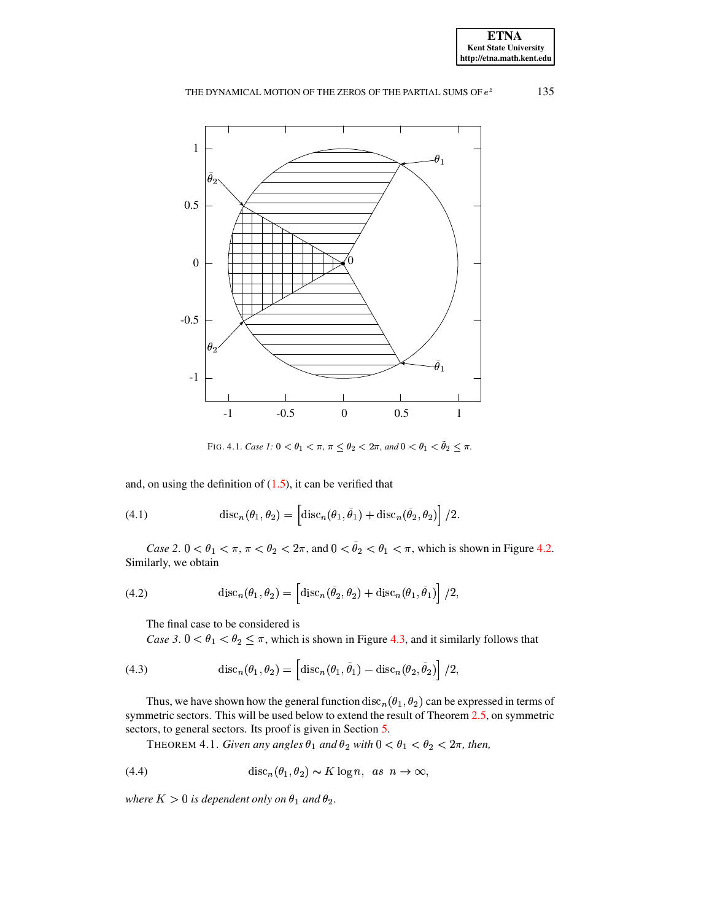FIG. 4.1. *Case 1:* $0 < \theta_1 < \pi$, $\pi \le \theta_2 < 2\pi$, *and* $0 < \theta_1 < \bar{\theta}_2 \le \pi$.

and, on using the definition of (1.5), it can be verified that

$$\operatorname{disc}_n(\theta_1, \theta_2) = \left[\operatorname{disc}_n(\theta_1, \bar{\theta}_1) + \operatorname{disc}_n(\bar{\theta}_2, \theta_2)\right]/2. \tag{4.1}$$

*Case 2.* $0 < \theta_1 < \pi$, $\pi < \theta_2 < 2\pi$, and $0 < \bar{\theta}_2 < \theta_1 < \pi$, which is shown in Figure 4.2. Similarly, we obtain

$$\operatorname{disc}_n(\theta_1, \theta_2) = \left[\operatorname{disc}_n(\bar{\theta}_2, \theta_2) + \operatorname{disc}_n(\theta_1, \bar{\theta}_1)\right]/2, \tag{4.2}$$

The final case to be considered is

*Case 3.* $0 < \theta_1 < \theta_2 \le \pi$, which is shown in Figure 4.3, and it similarly follows that

$$\operatorname{disc}_n(\theta_1, \theta_2) = \left[\operatorname{disc}_n(\theta_1, \bar{\theta}_1) - \operatorname{disc}_n(\theta_2, \bar{\theta}_2)\right]/2, \tag{4.3}$$

Thus, we have shown how the general function $\operatorname{disc}_n(\theta_1, \theta_2)$ can be expressed in terms of symmetric sectors. This will be used below to extend the result of Theorem 2.5, on symmetric sectors, to general sectors. Its proof is given in Section 5.

THEOREM 4.1. *Given any angles* $\theta_1$ *and* $\theta_2$ *with* $0 < \theta_1 < \theta_2 < 2\pi$, *then,*

$$\operatorname{disc}_n(\theta_1, \theta_2) \sim K \log n, \quad as \;\; n \to \infty, \tag{4.4}$$

*where* $K > 0$ *is dependent only on* $\theta_1$ *and* $\theta_2$.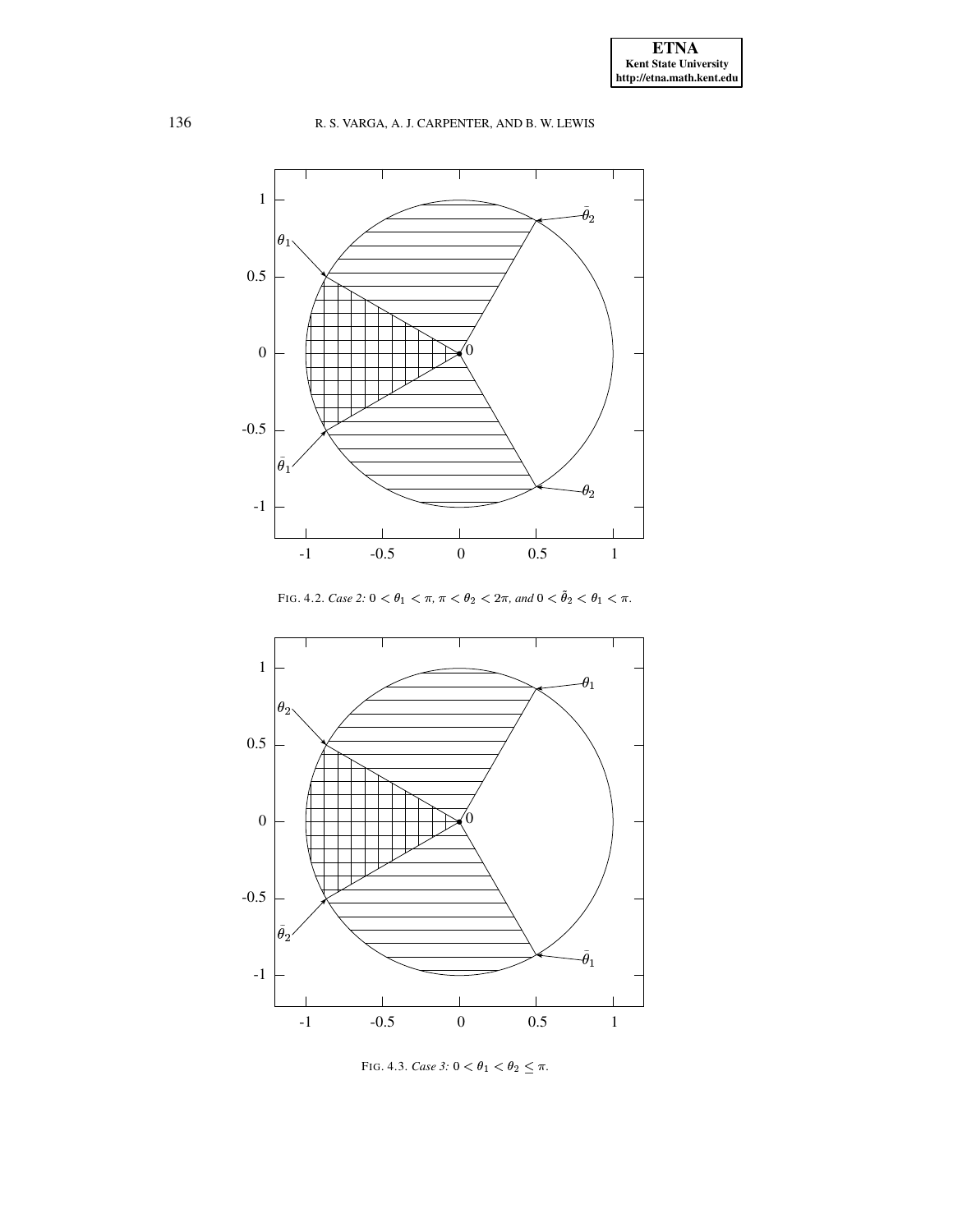FIG. 4.2. *Case 2:* $0 < \theta_1 < \pi$, $\pi < \theta_2 < 2\pi$, *and* $0 < \tilde{\theta}_2 < \theta_1 < \pi$.

FIG. 4.3. *Case 3:* $0 < \theta_1 < \theta_2 \leq \pi$.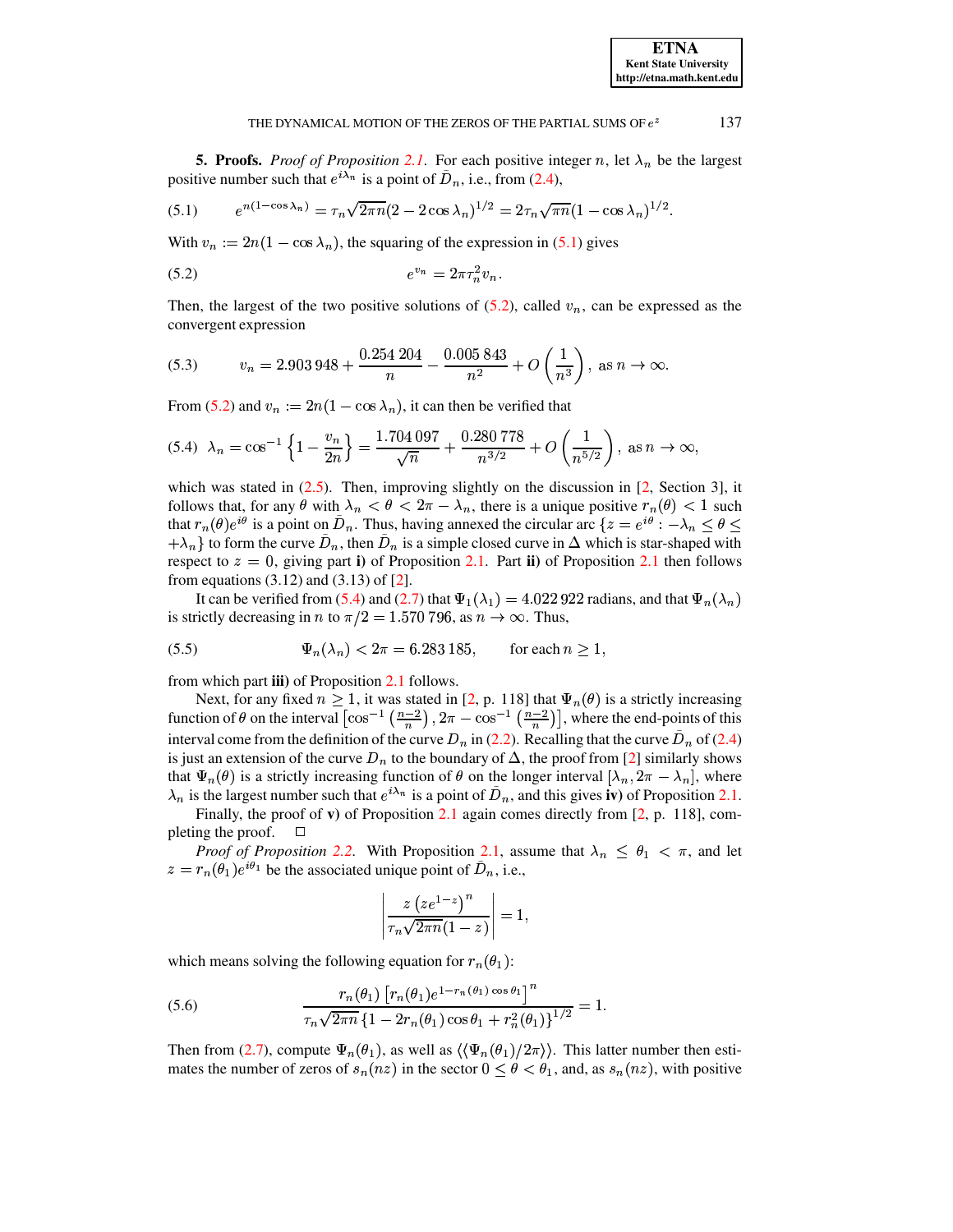**5. Proofs.** *Proof of Proposition 2.1.* For each positive integer $n$, let $\lambda_n$ be the largest positive number such that $e^{i\lambda_n}$ is a point of $\bar{D}_n$, i.e., from (2.4),

$$e^{n(1-\cos\lambda_n)} = \tau_n\sqrt{2\pi n}(2-2\cos\lambda_n)^{1/2} = 2\tau_n\sqrt{\pi n}(1-\cos\lambda_n)^{1/2}. \tag{5.1}$$

With $v_n := 2n(1-\cos\lambda_n)$, the squaring of the expression in (5.1) gives

$$e^{v_n} = 2\pi\tau_n^2 v_n. \tag{5.2}$$

Then, the largest of the two positive solutions of (5.2), called $v_n$, can be expressed as the convergent expression

$$v_n = 2.903\,948 + \frac{0.254\,204}{n} - \frac{0.005\,843}{n^2} + O\left(\frac{1}{n^3}\right), \text{ as } n \to \infty. \tag{5.3}$$

From (5.2) and $v_n := 2n(1-\cos\lambda_n)$, it can then be verified that

$$\lambda_n = \cos^{-1}\left\{1 - \frac{v_n}{2n}\right\} = \frac{1.704\,097}{\sqrt{n}} + \frac{0.280\,778}{n^{3/2}} + O\left(\frac{1}{n^{5/2}}\right), \text{ as } n \to \infty, \tag{5.4}$$

which was stated in (2.5). Then, improving slightly on the discussion in [2, Section 3], it follows that, for any $\theta$ with $\lambda_n < \theta < 2\pi - \lambda_n$, there is a unique positive $r_n(\theta) < 1$ such that $r_n(\theta)e^{i\theta}$ is a point on $\bar{D}_n$. Thus, having annexed the circular arc $\{z = e^{i\theta} : -\lambda_n \leq \theta \leq +\lambda_n\}$ to form the curve $\bar{D}_n$, then $\bar{D}_n$ is a simple closed curve in $\Delta$ which is star-shaped with respect to $z = 0$, giving part **i)** of Proposition 2.1. Part **ii)** of Proposition 2.1 then follows from equations (3.12) and (3.13) of [2].

It can be verified from (5.4) and (2.7) that $\Psi_1(\lambda_1) = 4.022\,922$ radians, and that $\Psi_n(\lambda_n)$ is strictly decreasing in $n$ to $\pi/2 = 1.570\,796$, as $n \to \infty$. Thus,

$$\Psi_n(\lambda_n) < 2\pi = 6.283\,185, \qquad \text{for each } n \geq 1, \tag{5.5}$$

from which part **iii)** of Proposition 2.1 follows.

Next, for any fixed $n \geq 1$, it was stated in [2, p. 118] that $\Psi_n(\theta)$ is a strictly increasing function of $\theta$ on the interval $\left[\cos^{-1}\left(\frac{n-2}{n}\right), 2\pi - \cos^{-1}\left(\frac{n-2}{n}\right)\right]$, where the end-points of this interval come from the definition of the curve $D_n$ in (2.2). Recalling that the curve $\bar{D}_n$ of (2.4) is just an extension of the curve $D_n$ to the boundary of $\Delta$, the proof from [2] similarly shows that $\Psi_n(\theta)$ is a strictly increasing function of $\theta$ on the longer interval $[\lambda_n, 2\pi - \lambda_n]$, where $\lambda_n$ is the largest number such that $e^{i\lambda_n}$ is a point of $\bar{D}_n$, and this gives **iv)** of Proposition 2.1.

Finally, the proof of **v)** of Proposition 2.1 again comes directly from [2, p. 118], completing the proof. $\square$

*Proof of Proposition 2.2.* With Proposition 2.1, assume that $\lambda_n \leq \theta_1 < \pi$, and let $z = r_n(\theta_1)e^{i\theta_1}$ be the associated unique point of $\bar{D}_n$, i.e.,

$$\left|\frac{z\left(ze^{1-z}\right)^n}{\tau_n\sqrt{2\pi n}(1-z)}\right| = 1,$$

which means solving the following equation for $r_n(\theta_1)$:

$$\frac{r_n(\theta_1)\left[r_n(\theta_1)e^{1-r_n(\theta_1)\cos\theta_1}\right]^n}{\tau_n\sqrt{2\pi n}\left\{1 - 2r_n(\theta_1)\cos\theta_1 + r_n^2(\theta_1)\right\}^{1/2}} = 1. \tag{5.6}$$

Then from (2.7), compute $\Psi_n(\theta_1)$, as well as $\langle\langle\Psi_n(\theta_1)/2\pi\rangle\rangle$. This latter number then estimates the number of zeros of $s_n(nz)$ in the sector $0 \leq \theta < \theta_1$, and, as $s_n(nz)$, with positive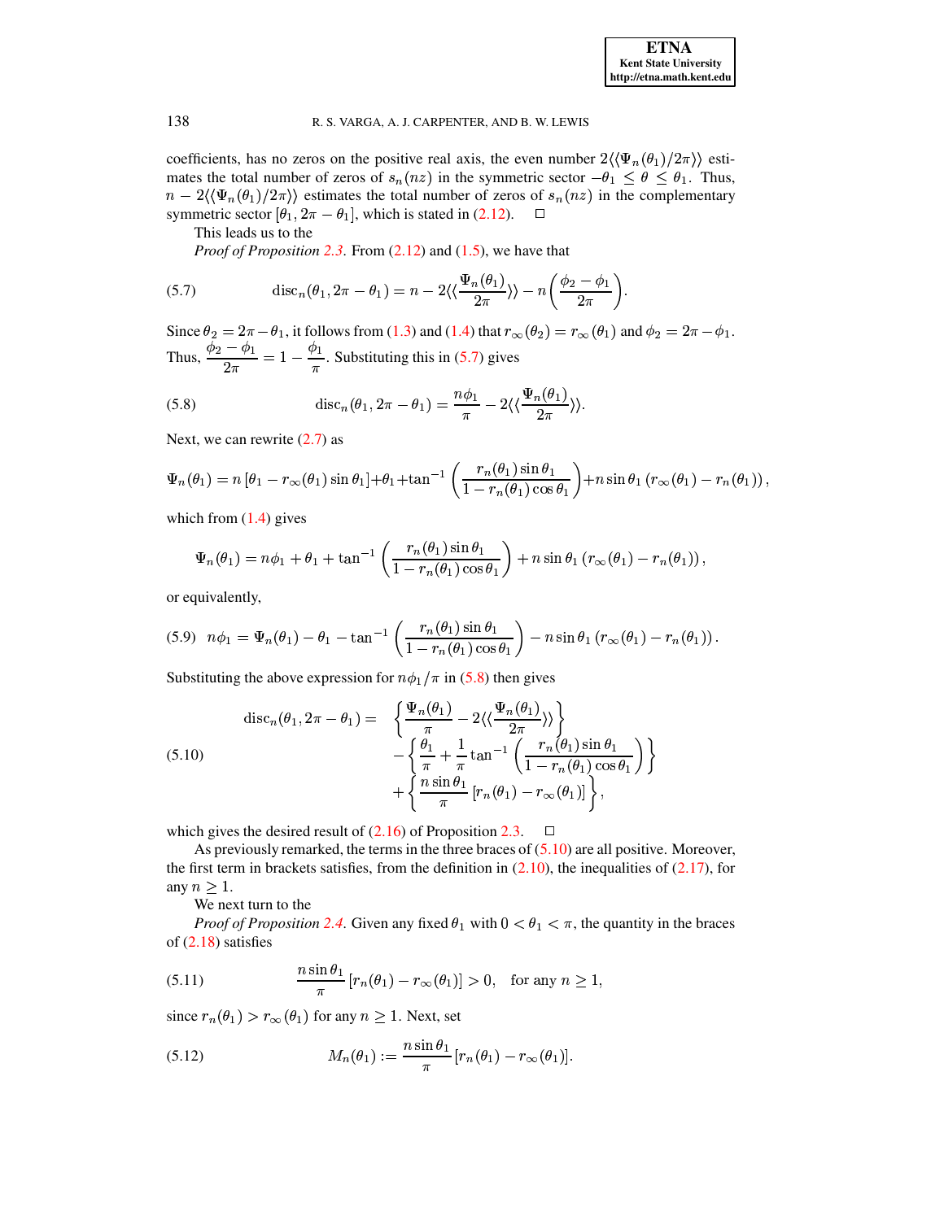coefficients, has no zeros on the positive real axis, the even number $2\langle\langle \Psi_n(\theta_1)/2\pi \rangle\rangle$ estimates the total number of zeros of $s_n(nz)$ in the symmetric sector $-\theta_1 \leq \theta \leq \theta_1$. Thus, $n - 2\langle\langle \Psi_n(\theta_1)/2\pi \rangle\rangle$ estimates the total number of zeros of $s_n(nz)$ in the complementary symmetric sector $[\theta_1, 2\pi - \theta_1]$, which is stated in (2.12). $\square$

This leads us to the

*Proof of Proposition 2.3.* From (2.12) and (1.5), we have that

$$\text{disc}_n(\theta_1, 2\pi - \theta_1) = n - 2\langle\langle \frac{\Psi_n(\theta_1)}{2\pi} \rangle\rangle - n\left(\frac{\phi_2 - \phi_1}{2\pi}\right). \tag{5.7}$$

Since $\theta_2 = 2\pi - \theta_1$, it follows from (1.3) and (1.4) that $r_\infty(\theta_2) = r_\infty(\theta_1)$ and $\phi_2 = 2\pi - \phi_1$. Thus, $\dfrac{\phi_2 - \phi_1}{2\pi} = 1 - \dfrac{\phi_1}{\pi}$. Substituting this in (5.7) gives

$$\text{disc}_n(\theta_1, 2\pi - \theta_1) = \frac{n\phi_1}{\pi} - 2\langle\langle \frac{\Psi_n(\theta_1)}{2\pi} \rangle\rangle. \tag{5.8}$$

Next, we can rewrite (2.7) as

$$\Psi_n(\theta_1) = n\left[\theta_1 - r_\infty(\theta_1)\sin\theta_1\right] + \theta_1 + \tan^{-1}\left(\frac{r_n(\theta_1)\sin\theta_1}{1 - r_n(\theta_1)\cos\theta_1}\right) + n\sin\theta_1\left(r_\infty(\theta_1) - r_n(\theta_1)\right),$$

which from (1.4) gives

$$\Psi_n(\theta_1) = n\phi_1 + \theta_1 + \tan^{-1}\left(\frac{r_n(\theta_1)\sin\theta_1}{1 - r_n(\theta_1)\cos\theta_1}\right) + n\sin\theta_1\left(r_\infty(\theta_1) - r_n(\theta_1)\right),$$

or equivalently,

$$n\phi_1 = \Psi_n(\theta_1) - \theta_1 - \tan^{-1}\left(\frac{r_n(\theta_1)\sin\theta_1}{1 - r_n(\theta_1)\cos\theta_1}\right) - n\sin\theta_1\left(r_\infty(\theta_1) - r_n(\theta_1)\right). \tag{5.9}$$

Substituting the above expression for $n\phi_1/\pi$ in (5.8) then gives

$$\begin{aligned}
\text{disc}_n(\theta_1, 2\pi - \theta_1) = \; & \left\{\frac{\Psi_n(\theta_1)}{\pi} - 2\langle\langle \frac{\Psi_n(\theta_1)}{2\pi} \rangle\rangle\right\} \\
& - \left\{\frac{\theta_1}{\pi} + \frac{1}{\pi}\tan^{-1}\left(\frac{r_n(\theta_1)\sin\theta_1}{1 - r_n(\theta_1)\cos\theta_1}\right)\right\} \\
& + \left\{\frac{n\sin\theta_1}{\pi}\left[r_n(\theta_1) - r_\infty(\theta_1)\right]\right\},
\end{aligned} \tag{5.10}$$

which gives the desired result of (2.16) of Proposition 2.3. $\square$

As previously remarked, the terms in the three braces of (5.10) are all positive. Moreover, the first term in brackets satisfies, from the definition in (2.10), the inequalities of (2.17), for any $n \geq 1$.

We next turn to the

*Proof of Proposition 2.4.* Given any fixed $\theta_1$ with $0 < \theta_1 < \pi$, the quantity in the braces of (2.18) satisfies

$$\frac{n\sin\theta_1}{\pi}\left[r_n(\theta_1) - r_\infty(\theta_1)\right] > 0, \quad \text{for any } n \geq 1, \tag{5.11}$$

since $r_n(\theta_1) > r_\infty(\theta_1)$ for any $n \geq 1$. Next, set

$$M_n(\theta_1) := \frac{n\sin\theta_1}{\pi}\left[r_n(\theta_1) - r_\infty(\theta_1)\right]. \tag{5.12}$$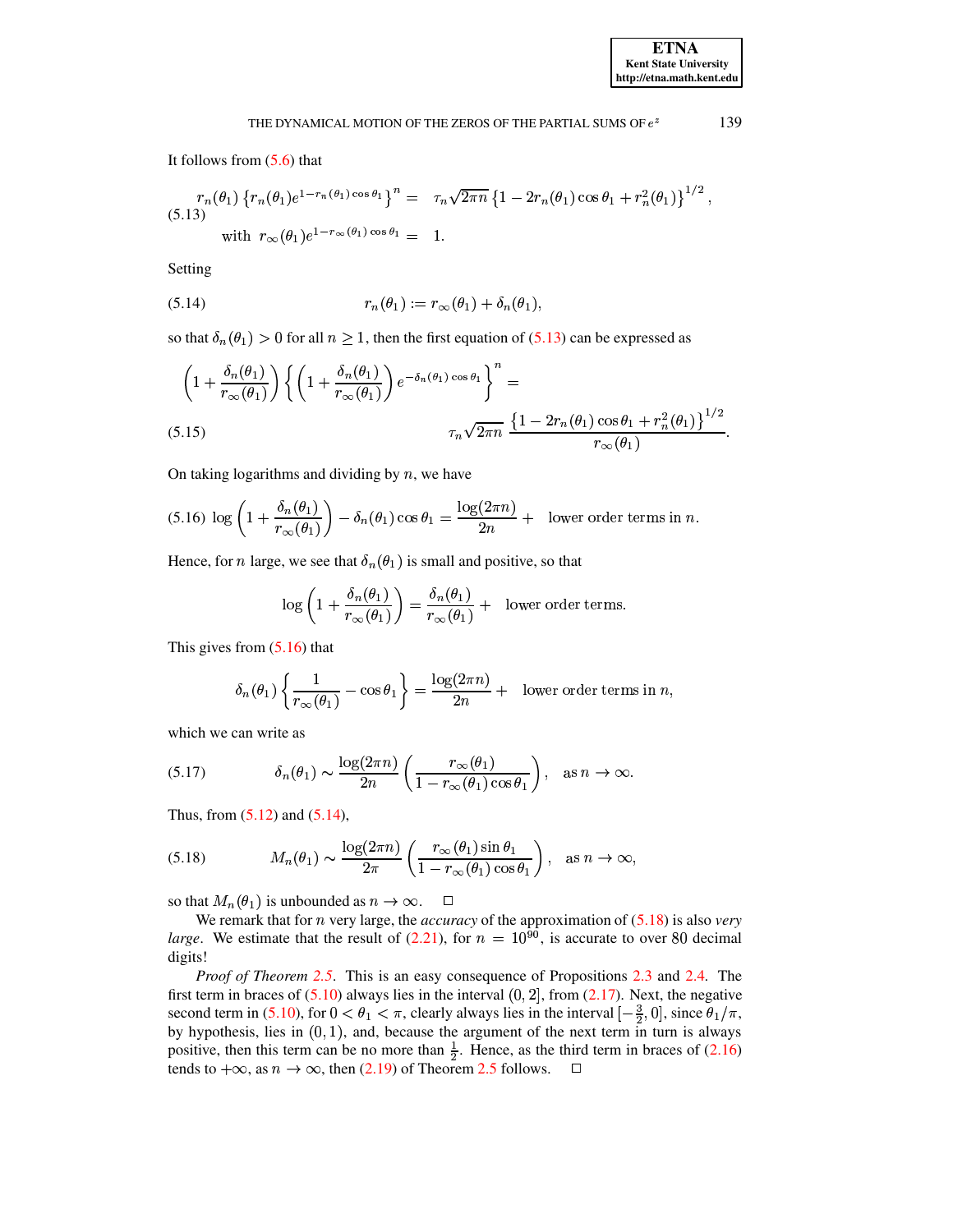It follows from (5.6) that

$$
\begin{aligned}
r_n(\theta_1)\left\{r_n(\theta_1)e^{1-r_n(\theta_1)\cos\theta_1}\right\}^n &= \tau_n\sqrt{2\pi n}\left\{1-2r_n(\theta_1)\cos\theta_1+r_n^2(\theta_1)\right\}^{1/2}, \\
\text{with } r_\infty(\theta_1)e^{1-r_\infty(\theta_1)\cos\theta_1} &= 1.
\end{aligned} \tag{5.13}
$$

Setting

$$
r_n(\theta_1) := r_\infty(\theta_1) + \delta_n(\theta_1), \tag{5.14}
$$

so that $\delta_n(\theta_1) > 0$ for all $n \geq 1$, then the first equation of (5.13) can be expressed as

$$
\left(1+\frac{\delta_n(\theta_1)}{r_\infty(\theta_1)}\right)\left\{\left(1+\frac{\delta_n(\theta_1)}{r_\infty(\theta_1)}\right)e^{-\delta_n(\theta_1)\cos\theta_1}\right\}^n = \tau_n\sqrt{2\pi n}\,\frac{\left\{1-2r_n(\theta_1)\cos\theta_1+r_n^2(\theta_1)\right\}^{1/2}}{r_\infty(\theta_1)}. \tag{5.15}
$$

On taking logarithms and dividing by $n$, we have

$$
\log\left(1+\frac{\delta_n(\theta_1)}{r_\infty(\theta_1)}\right) - \delta_n(\theta_1)\cos\theta_1 = \frac{\log(2\pi n)}{2n} + \quad \text{lower order terms in } n. \tag{5.16}
$$

Hence, for $n$ large, we see that $\delta_n(\theta_1)$ is small and positive, so that

$$
\log\left(1+\frac{\delta_n(\theta_1)}{r_\infty(\theta_1)}\right) = \frac{\delta_n(\theta_1)}{r_\infty(\theta_1)} + \quad \text{lower order terms.}
$$

This gives from (5.16) that

$$
\delta_n(\theta_1)\left\{\frac{1}{r_\infty(\theta_1)} - \cos\theta_1\right\} = \frac{\log(2\pi n)}{2n} + \quad \text{lower order terms in } n,
$$

which we can write as

$$
\delta_n(\theta_1) \sim \frac{\log(2\pi n)}{2n}\left(\frac{r_\infty(\theta_1)}{1-r_\infty(\theta_1)\cos\theta_1}\right), \quad \text{as } n \to \infty. \tag{5.17}
$$

Thus, from (5.12) and (5.14),

$$
M_n(\theta_1) \sim \frac{\log(2\pi n)}{2\pi}\left(\frac{r_\infty(\theta_1)\sin\theta_1}{1-r_\infty(\theta_1)\cos\theta_1}\right), \quad \text{as } n \to \infty, \tag{5.18}
$$

so that $M_n(\theta_1)$ is unbounded as $n \to \infty$. □

We remark that for $n$ very large, the *accuracy* of the approximation of (5.18) is also *very large*. We estimate that the result of (2.21), for $n = 10^{90}$, is accurate to over 80 decimal digits!

*Proof of Theorem 2.5*. This is an easy consequence of Propositions 2.3 and 2.4. The first term in braces of (5.10) always lies in the interval $(0, 2]$, from (2.17). Next, the negative second term in (5.10), for $0 < \theta_1 < \pi$, clearly always lies in the interval $[-\frac{3}{2}, 0]$, since $\theta_1/\pi$, by hypothesis, lies in $(0, 1)$, and, because the argument of the next term in turn is always positive, then this term can be no more than $\frac{1}{2}$. Hence, as the third term in braces of (2.16) tends to $+\infty$, as $n \to \infty$, then (2.19) of Theorem 2.5 follows. □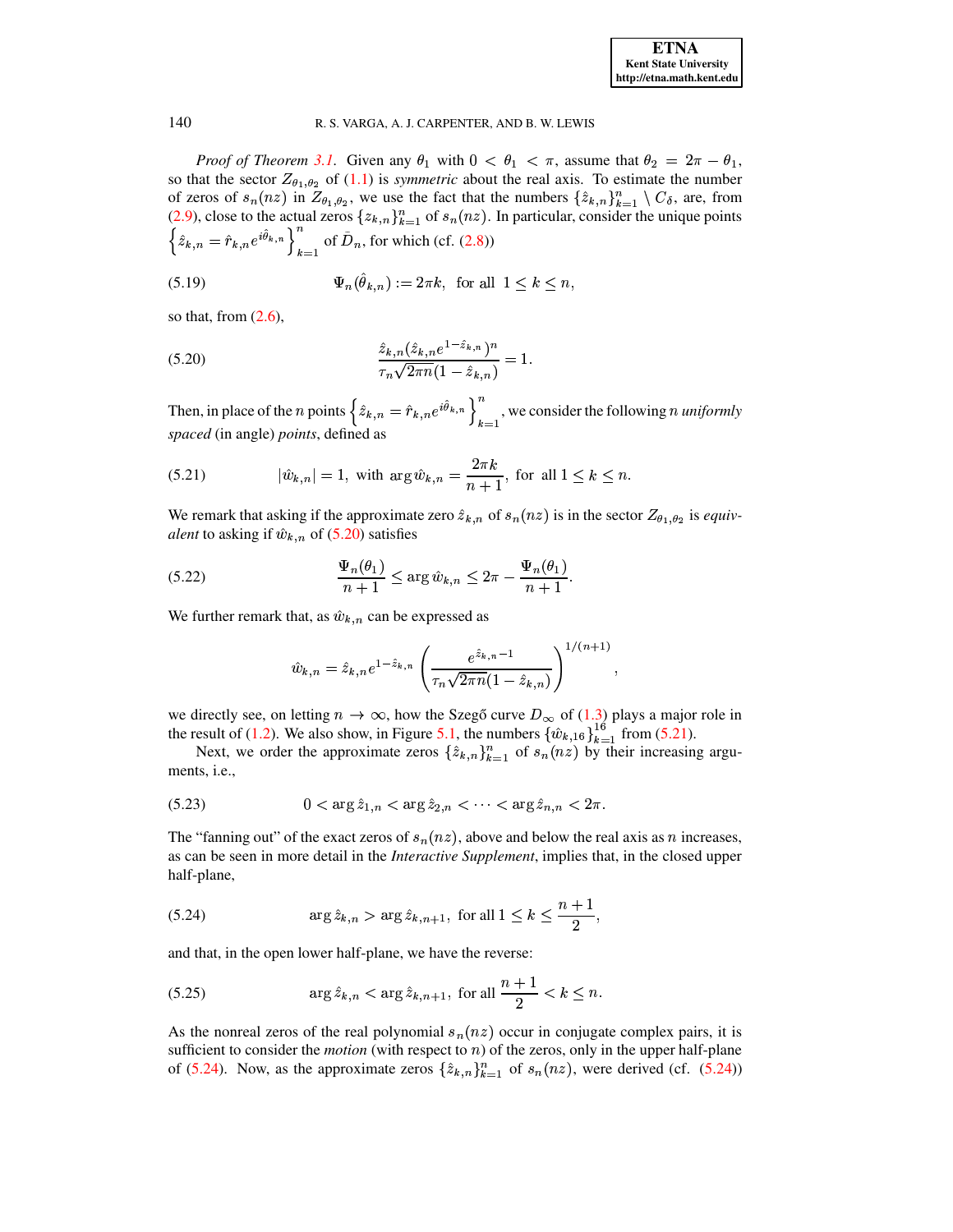*Proof of Theorem 3.1.* Given any $\theta_1$ with $0 < \theta_1 < \pi$, assume that $\theta_2 = 2\pi - \theta_1$, so that the sector $Z_{\theta_1,\theta_2}$ of (1.1) is *symmetric* about the real axis. To estimate the number of zeros of $s_n(nz)$ in $Z_{\theta_1,\theta_2}$, we use the fact that the numbers $\{\hat{z}_{k,n}\}_{k=1}^{n} \setminus C_\delta$, are, from (2.9), close to the actual zeros $\{z_{k,n}\}_{k=1}^{n}$ of $s_n(nz)$. In particular, consider the unique points $\left\{\hat{z}_{k,n} = \hat{r}_{k,n} e^{i\hat{\theta}_{k,n}}\right\}_{k=1}^{n}$ of $\bar{D}_n$, for which (cf. (2.8))

$$\Psi_n(\hat{\theta}_{k,n}) := 2\pi k, \ \text{ for all } \ 1 \leq k \leq n, \tag{5.19}$$

so that, from (2.6),

$$\frac{\hat{z}_{k,n}(\hat{z}_{k,n} e^{1-\hat{z}_{k,n}})^n}{\tau_n \sqrt{2\pi n}(1 - \hat{z}_{k,n})} = 1. \tag{5.20}$$

Then, in place of the $n$ points $\left\{\hat{z}_{k,n} = \hat{r}_{k,n} e^{i\hat{\theta}_{k,n}}\right\}_{k=1}^{n}$, we consider the following $n$ *uniformly spaced* (in angle) *points*, defined as

$$|\hat{w}_{k,n}| = 1, \ \text{with} \ \arg \hat{w}_{k,n} = \frac{2\pi k}{n+1}, \ \text{for all} \ 1 \leq k \leq n. \tag{5.21}$$

We remark that asking if the approximate zero $\hat{z}_{k,n}$ of $s_n(nz)$ is in the sector $Z_{\theta_1,\theta_2}$ is *equivalent* to asking if $\hat{w}_{k,n}$ of (5.20) satisfies

$$\frac{\Psi_n(\theta_1)}{n+1} \leq \arg \hat{w}_{k,n} \leq 2\pi - \frac{\Psi_n(\theta_1)}{n+1}. \tag{5.22}$$

We further remark that, as $\hat{w}_{k,n}$ can be expressed as

$$\hat{w}_{k,n} = \hat{z}_{k,n} e^{1-\hat{z}_{k,n}} \left( \frac{e^{\hat{z}_{k,n}-1}}{\tau_n \sqrt{2\pi n}(1 - \hat{z}_{k,n})} \right)^{1/(n+1)},$$

we directly see, on letting $n \to \infty$, how the Szegő curve $D_\infty$ of (1.3) plays a major role in the result of (1.2). We also show, in Figure 5.1, the numbers $\{\hat{w}_{k,16}\}_{k=1}^{16}$ from (5.21).

Next, we order the approximate zeros $\{\hat{z}_{k,n}\}_{k=1}^{n}$ of $s_n(nz)$ by their increasing arguments, i.e.,

$$0 < \arg \hat{z}_{1,n} < \arg \hat{z}_{2,n} < \cdots < \arg \hat{z}_{n,n} < 2\pi. \tag{5.23}$$

The "fanning out" of the exact zeros of $s_n(nz)$, above and below the real axis as $n$ increases, as can be seen in more detail in the *Interactive Supplement*, implies that, in the closed upper half-plane,

$$\arg \hat{z}_{k,n} > \arg \hat{z}_{k,n+1}, \ \text{for all} \ 1 \leq k \leq \frac{n+1}{2}, \tag{5.24}$$

and that, in the open lower half-plane, we have the reverse:

$$\arg \hat{z}_{k,n} < \arg \hat{z}_{k,n+1}, \ \text{for all} \ \frac{n+1}{2} < k \leq n. \tag{5.25}$$

As the nonreal zeros of the real polynomial $s_n(nz)$ occur in conjugate complex pairs, it is sufficient to consider the *motion* (with respect to $n$) of the zeros, only in the upper half-plane of (5.24). Now, as the approximate zeros $\{\hat{z}_{k,n}\}_{k=1}^{n}$ of $s_n(nz)$, were derived (cf. (5.24))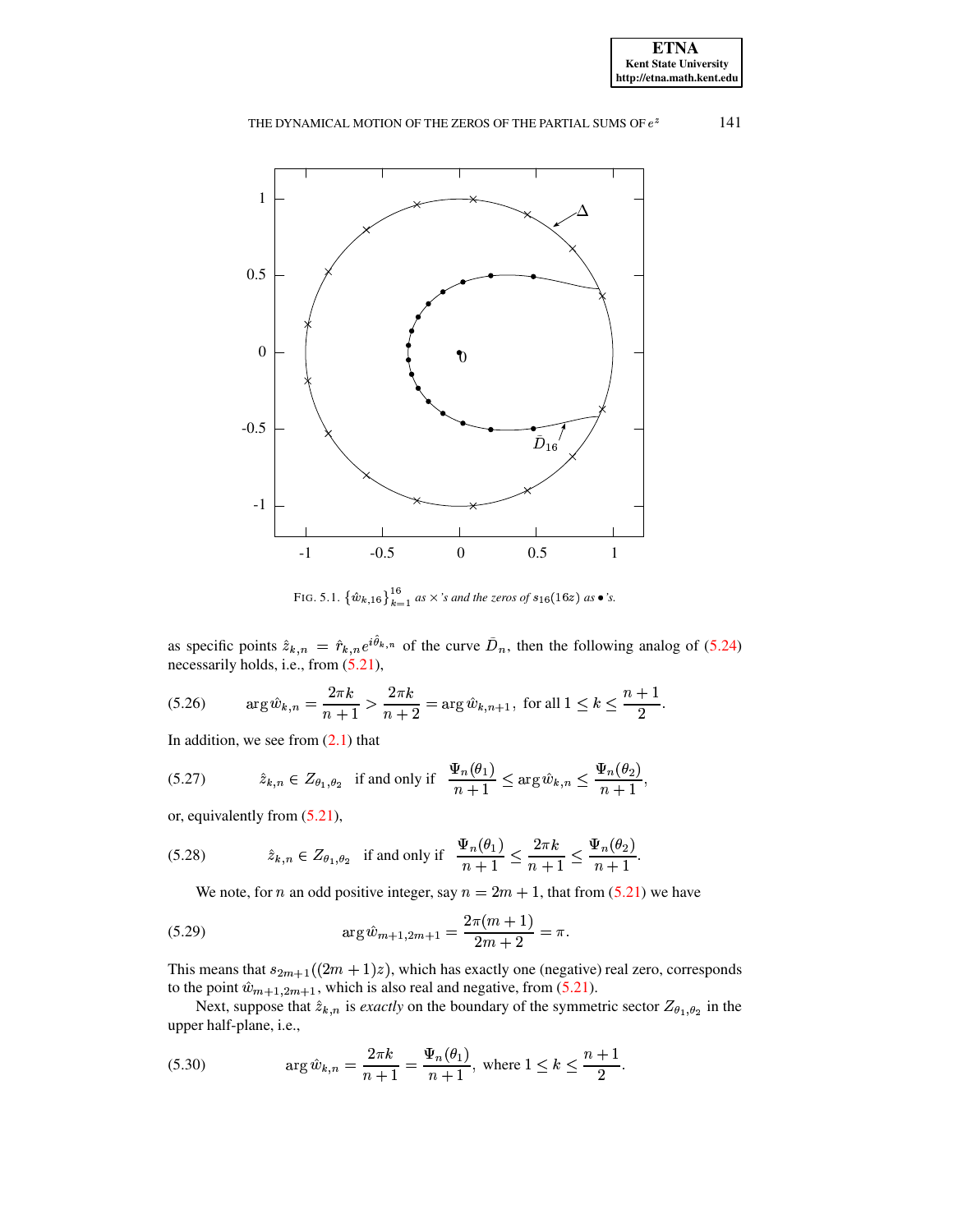FIG. 5.1. $\{\hat{w}_{k,16}\}_{k=1}^{16}$ *as* $\times$*'s and the zeros of* $s_{16}(16z)$ *as* $\bullet$*'s.*

as specific points $\hat{z}_{k,n} = \hat{r}_{k,n} e^{i\hat{\theta}_{k,n}}$ of the curve $\bar{D}_n$, then the following analog of (5.24) necessarily holds, i.e., from (5.21),

$$\arg \hat{w}_{k,n} = \frac{2\pi k}{n+1} > \frac{2\pi k}{n+2} = \arg \hat{w}_{k,n+1}, \text{ for all } 1 \leq k \leq \frac{n+1}{2}. \tag{5.26}$$

In addition, we see from (2.1) that

$$\hat{z}_{k,n} \in Z_{\theta_1,\theta_2} \quad \text{if and only if} \quad \frac{\Psi_n(\theta_1)}{n+1} \leq \arg \hat{w}_{k,n} \leq \frac{\Psi_n(\theta_2)}{n+1}, \tag{5.27}$$

or, equivalently from (5.21),

$$\hat{z}_{k,n} \in Z_{\theta_1,\theta_2} \quad \text{if and only if} \quad \frac{\Psi_n(\theta_1)}{n+1} \leq \frac{2\pi k}{n+1} \leq \frac{\Psi_n(\theta_2)}{n+1}. \tag{5.28}$$

We note, for $n$ an odd positive integer, say $n = 2m+1$, that from (5.21) we have

$$\arg \hat{w}_{m+1,2m+1} = \frac{2\pi(m+1)}{2m+2} = \pi. \tag{5.29}$$

This means that $s_{2m+1}((2m+1)z)$, which has exactly one (negative) real zero, corresponds to the point $\hat{w}_{m+1,2m+1}$, which is also real and negative, from (5.21).

Next, suppose that $\hat{z}_{k,n}$ is *exactly* on the boundary of the symmetric sector $Z_{\theta_1,\theta_2}$ in the upper half-plane, i.e.,

$$\arg \hat{w}_{k,n} = \frac{2\pi k}{n+1} = \frac{\Psi_n(\theta_1)}{n+1}, \text{ where } 1 \leq k \leq \frac{n+1}{2}. \tag{5.30}$$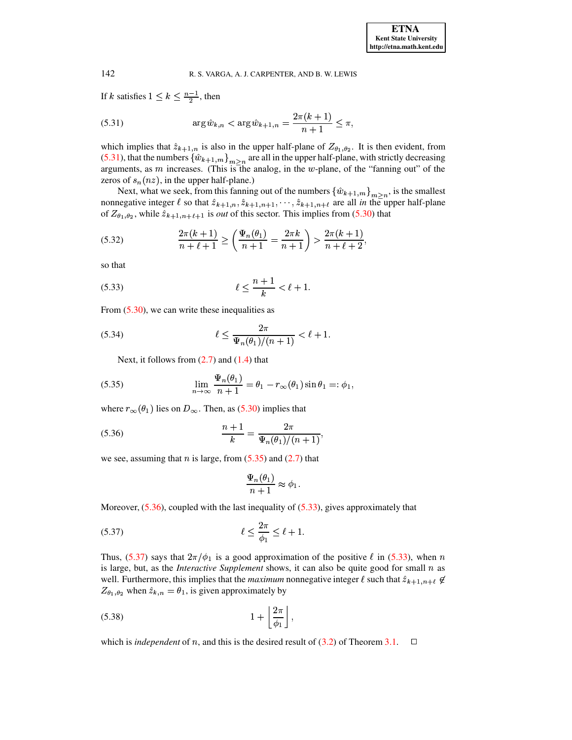If $k$ satisfies $1 \leq k \leq \frac{n-1}{2}$, then

$$\arg \hat{w}_{k,n} < \arg \hat{w}_{k+1,n} = \frac{2\pi(k+1)}{n+1} \leq \pi, \tag{5.31}$$

which implies that $\hat{z}_{k+1,n}$ is also in the upper half-plane of $Z_{\theta_1,\theta_2}$. It is then evident, from (5.31), that the numbers $\{\hat{w}_{k+1,m}\}_{m \geq n}$ are all in the upper half-plane, with strictly decreasing arguments, as $m$ increases. (This is the analog, in the $w$-plane, of the "fanning out" of the zeros of $s_n(nz)$, in the upper half-plane.)

Next, what we seek, from this fanning out of the numbers $\{\hat{w}_{k+1,m}\}_{m \geq n}$, is the smallest nonnegative integer $\ell$ so that $\hat{z}_{k+1,n}, \hat{z}_{k+1,n+1}, \cdots, \hat{z}_{k+1,n+\ell}$ are all *in* the upper half-plane of $Z_{\theta_1,\theta_2}$, while $\hat{z}_{k+1,n+\ell+1}$ is *out* of this sector. This implies from (5.30) that

$$\frac{2\pi(k+1)}{n+\ell+1} \geq \left( \frac{\Psi_n(\theta_1)}{n+1} = \frac{2\pi k}{n+1} \right) > \frac{2\pi(k+1)}{n+\ell+2}, \tag{5.32}$$

so that

$$\ell \leq \frac{n+1}{k} < \ell + 1. \tag{5.33}$$

From (5.30), we can write these inequalities as

$$\ell \leq \frac{2\pi}{\Psi_n(\theta_1)/(n+1)} < \ell + 1. \tag{5.34}$$

Next, it follows from (2.7) and (1.4) that

$$\lim_{n \to \infty} \frac{\Psi_n(\theta_1)}{n+1} = \theta_1 - r_\infty(\theta_1) \sin \theta_1 =: \phi_1, \tag{5.35}$$

where $r_\infty(\theta_1)$ lies on $D_\infty$. Then, as (5.30) implies that

$$\frac{n+1}{k} = \frac{2\pi}{\Psi_n(\theta_1)/(n+1)}, \tag{5.36}$$

we see, assuming that $n$ is large, from (5.35) and (2.7) that

$$\frac{\Psi_n(\theta_1)}{n+1} \approx \phi_1.$$

Moreover, (5.36), coupled with the last inequality of (5.33), gives approximately that

$$\ell \leq \frac{2\pi}{\phi_1} \leq \ell + 1. \tag{5.37}$$

Thus, (5.37) says that $2\pi/\phi_1$ is a good approximation of the positive $\ell$ in (5.33), when $n$ is large, but, as the *Interactive Supplement* shows, it can also be quite good for small $n$ as well. Furthermore, this implies that the *maximum* nonnegative integer $\ell$ such that $\hat{z}_{k+1,n+\ell} \notin Z_{\theta_1,\theta_2}$ when $\hat{z}_{k,n} = \theta_1$, is given approximately by

$$1 + \left\lfloor \frac{2\pi}{\phi_1} \right\rfloor, \tag{5.38}$$

which is *independent* of $n$, and this is the desired result of (3.2) of Theorem 3.1. $\square$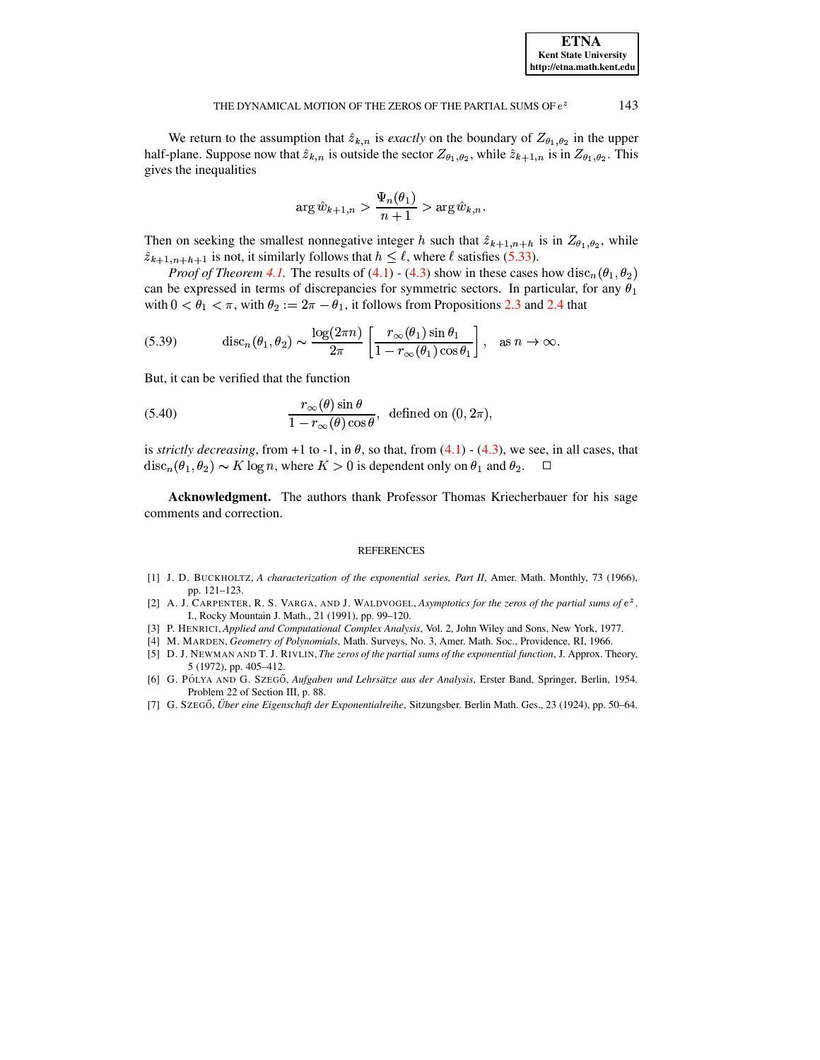We return to the assumption that $\hat{z}_{k,n}$ is *exactly* on the boundary of $Z_{\theta_1,\theta_2}$ in the upper half-plane. Suppose now that $\hat{z}_{k,n}$ is outside the sector $Z_{\theta_1,\theta_2}$, while $\hat{z}_{k+1,n}$ is in $Z_{\theta_1,\theta_2}$. This gives the inequalities

$$\arg \hat{w}_{k+1,n} > \frac{\Psi_n(\theta_1)}{n+1} > \arg \hat{w}_{k,n}.$$

Then on seeking the smallest nonnegative integer $h$ such that $\hat{z}_{k+1,n+h}$ is in $Z_{\theta_1,\theta_2}$, while $\hat{z}_{k+1,n+h+1}$ is not, it similarly follows that $h \leq \ell$, where $\ell$ satisfies (5.33).

*Proof of Theorem 4.1.* The results of (4.1) - (4.3) show in these cases how $\mathrm{disc}_n(\theta_1, \theta_2)$ can be expressed in terms of discrepancies for symmetric sectors. In particular, for any $\theta_1$ with $0 < \theta_1 < \pi$, with $\theta_2 := 2\pi - \theta_1$, it follows from Propositions 2.3 and 2.4 that

$$\mathrm{disc}_n(\theta_1, \theta_2) \sim \frac{\log(2\pi n)}{2\pi}\left[\frac{r_\infty(\theta_1)\sin\theta_1}{1 - r_\infty(\theta_1)\cos\theta_1}\right], \quad \text{as } n \to \infty. \tag{5.39}$$

But, it can be verified that the function

$$\frac{r_\infty(\theta)\sin\theta}{1 - r_\infty(\theta)\cos\theta}, \ \text{ defined on } (0, 2\pi), \tag{5.40}$$

is *strictly decreasing*, from +1 to -1, in $\theta$, so that, from (4.1) - (4.3), we see, in all cases, that $\mathrm{disc}_n(\theta_1, \theta_2) \sim K \log n$, where $K > 0$ is dependent only on $\theta_1$ and $\theta_2$. $\square$

**Acknowledgment.** The authors thank Professor Thomas Kriecherbauer for his sage comments and correction.

## REFERENCES

[1] J. D. Buckholtz, *A characterization of the exponential series, Part II*, Amer. Math. Monthly, 73 (1966), pp. 121–123.

[2] A. J. Carpenter, R. S. Varga, and J. Waldvogel, *Asymptotics for the zeros of the partial sums of $e^z$. I.*, Rocky Mountain J. Math., 21 (1991), pp. 99–120.

[3] P. Henrici, *Applied and Computational Complex Analysis*, Vol. 2, John Wiley and Sons, New York, 1977.

[4] M. Marden, *Geometry of Polynomials*, Math. Surveys, No. 3, Amer. Math. Soc., Providence, RI, 1966.

[5] D. J. Newman and T. J. Rivlin, *The zeros of the partial sums of the exponential function*, J. Approx. Theory, 5 (1972), pp. 405–412.

[6] G. Pólya and G. Szegő, *Aufgaben und Lehrsätze aus der Analysis*, Erster Band, Springer, Berlin, 1954. Problem 22 of Section III, p. 88.

[7] G. Szegő, *Über eine Eigenschaft der Exponentialreihe*, Sitzungsber. Berlin Math. Ges., 23 (1924), pp. 50–64.